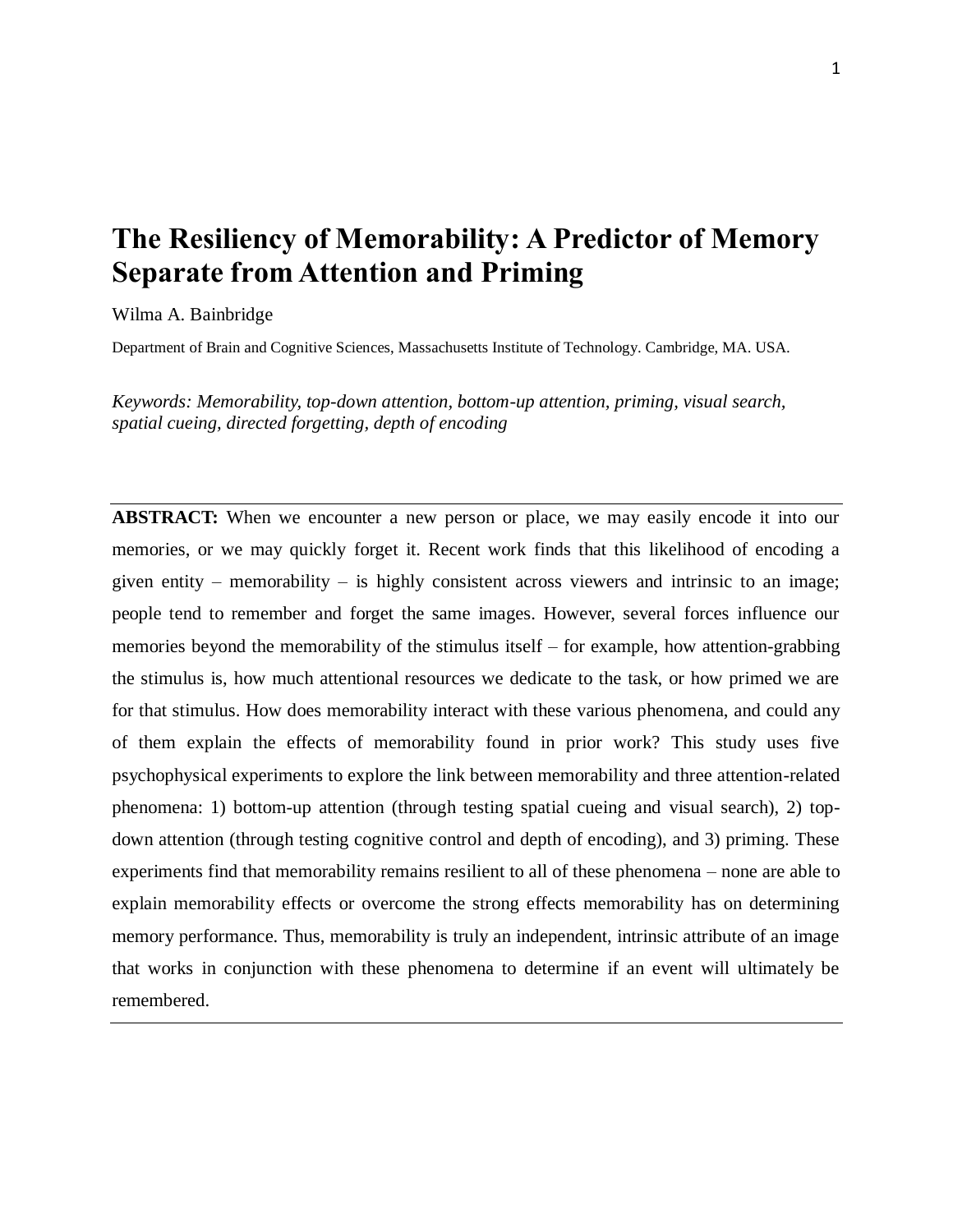# The Resiliency of Memorability: A Predictor of Memory Separate from Attention and Priming

Wilma A. Bainbridge

Department of Brain and Cognitive Sciences, Massachusetts Institute of Technology. Cambridge, MA. USA.

*Keywords: Memorability, top-down attention, bottom-up attention, priming, visual search, spatial cueing, directed forgetting, depth of encoding*

---

**ABSTRACT:** When we encounter a new person or place, we may easily encode it into our memories, or we may quickly forget it. Recent work finds that this likelihood of encoding a given entity – memorability – is highly consistent across viewers and intrinsic to an image; people tend to remember and forget the same images. However, several forces influence our memories beyond the memorability of the stimulus itself – for example, how attention-grabbing the stimulus is, how much attentional resources we dedicate to the task, or how primed we are for that stimulus. How does memorability interact with these various phenomena, and could any of them explain the effects of memorability found in prior work? This study uses five psychophysical experiments to explore the link between memorability and three attention-related phenomena: 1) bottom-up attention (through testing spatial cueing and visual search), 2) top-down attention (through testing cognitive control and depth of encoding), and 3) priming. These experiments find that memorability remains resilient to all of these phenomena – none are able to explain memorability effects or overcome the strong effects memorability has on determining memory performance. Thus, memorability is truly an independent, intrinsic attribute of an image that works in conjunction with these phenomena to determine if an event will ultimately be remembered.

---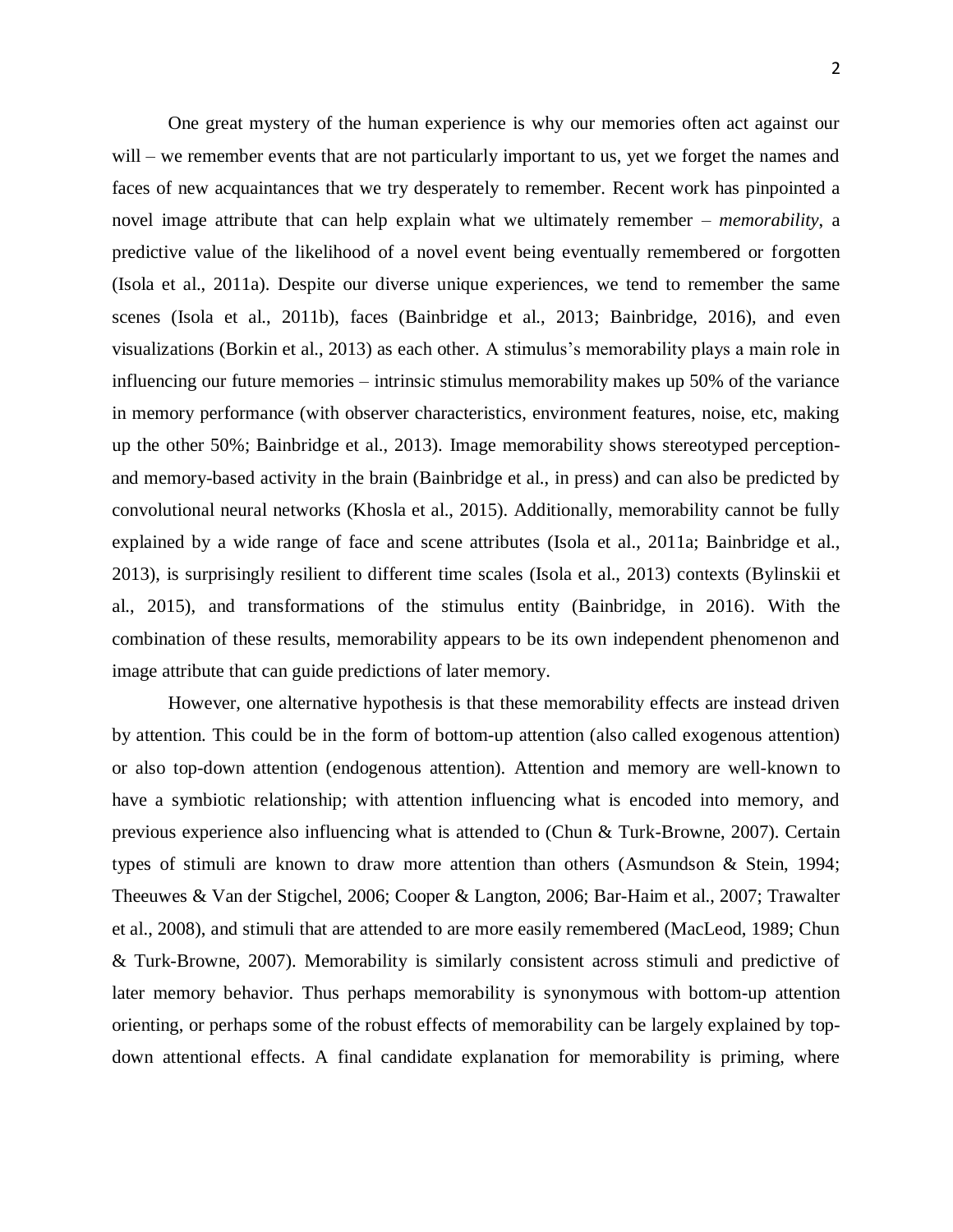One great mystery of the human experience is why our memories often act against our will – we remember events that are not particularly important to us, yet we forget the names and faces of new acquaintances that we try desperately to remember. Recent work has pinpointed a novel image attribute that can help explain what we ultimately remember – *memorability*, a predictive value of the likelihood of a novel event being eventually remembered or forgotten (Isola et al., 2011a). Despite our diverse unique experiences, we tend to remember the same scenes (Isola et al., 2011b), faces (Bainbridge et al., 2013; Bainbridge, 2016), and even visualizations (Borkin et al., 2013) as each other. A stimulus's memorability plays a main role in influencing our future memories – intrinsic stimulus memorability makes up 50% of the variance in memory performance (with observer characteristics, environment features, noise, etc, making up the other 50%; Bainbridge et al., 2013). Image memorability shows stereotyped perception- and memory-based activity in the brain (Bainbridge et al., in press) and can also be predicted by convolutional neural networks (Khosla et al., 2015). Additionally, memorability cannot be fully explained by a wide range of face and scene attributes (Isola et al., 2011a; Bainbridge et al., 2013), is surprisingly resilient to different time scales (Isola et al., 2013) contexts (Bylinskii et al., 2015), and transformations of the stimulus entity (Bainbridge, in 2016). With the combination of these results, memorability appears to be its own independent phenomenon and image attribute that can guide predictions of later memory.

However, one alternative hypothesis is that these memorability effects are instead driven by attention. This could be in the form of bottom-up attention (also called exogenous attention) or also top-down attention (endogenous attention). Attention and memory are well-known to have a symbiotic relationship; with attention influencing what is encoded into memory, and previous experience also influencing what is attended to (Chun & Turk-Browne, 2007). Certain types of stimuli are known to draw more attention than others (Asmundson & Stein, 1994; Theeuwes & Van der Stigchel, 2006; Cooper & Langton, 2006; Bar-Haim et al., 2007; Trawalter et al., 2008), and stimuli that are attended to are more easily remembered (MacLeod, 1989; Chun & Turk-Browne, 2007). Memorability is similarly consistent across stimuli and predictive of later memory behavior. Thus perhaps memorability is synonymous with bottom-up attention orienting, or perhaps some of the robust effects of memorability can be largely explained by top-down attentional effects. A final candidate explanation for memorability is priming, where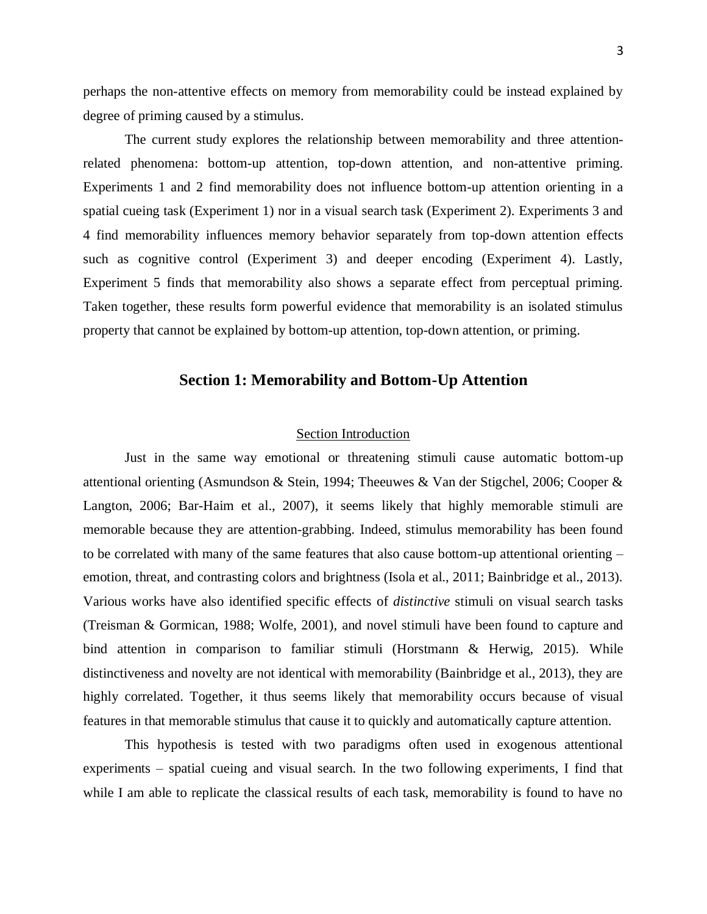perhaps the non-attentive effects on memory from memorability could be instead explained by degree of priming caused by a stimulus.

The current study explores the relationship between memorability and three attention-related phenomena: bottom-up attention, top-down attention, and non-attentive priming. Experiments 1 and 2 find memorability does not influence bottom-up attention orienting in a spatial cueing task (Experiment 1) nor in a visual search task (Experiment 2). Experiments 3 and 4 find memorability influences memory behavior separately from top-down attention effects such as cognitive control (Experiment 3) and deeper encoding (Experiment 4). Lastly, Experiment 5 finds that memorability also shows a separate effect from perceptual priming. Taken together, these results form powerful evidence that memorability is an isolated stimulus property that cannot be explained by bottom-up attention, top-down attention, or priming.

## Section 1: Memorability and Bottom-Up Attention

### Section Introduction

Just in the same way emotional or threatening stimuli cause automatic bottom-up attentional orienting (Asmundson & Stein, 1994; Theeuwes & Van der Stigchel, 2006; Cooper & Langton, 2006; Bar-Haim et al., 2007), it seems likely that highly memorable stimuli are memorable because they are attention-grabbing. Indeed, stimulus memorability has been found to be correlated with many of the same features that also cause bottom-up attentional orienting – emotion, threat, and contrasting colors and brightness (Isola et al., 2011; Bainbridge et al., 2013). Various works have also identified specific effects of *distinctive* stimuli on visual search tasks (Treisman & Gormican, 1988; Wolfe, 2001), and novel stimuli have been found to capture and bind attention in comparison to familiar stimuli (Horstmann & Herwig, 2015). While distinctiveness and novelty are not identical with memorability (Bainbridge et al., 2013), they are highly correlated. Together, it thus seems likely that memorability occurs because of visual features in that memorable stimulus that cause it to quickly and automatically capture attention.

This hypothesis is tested with two paradigms often used in exogenous attentional experiments – spatial cueing and visual search. In the two following experiments, I find that while I am able to replicate the classical results of each task, memorability is found to have no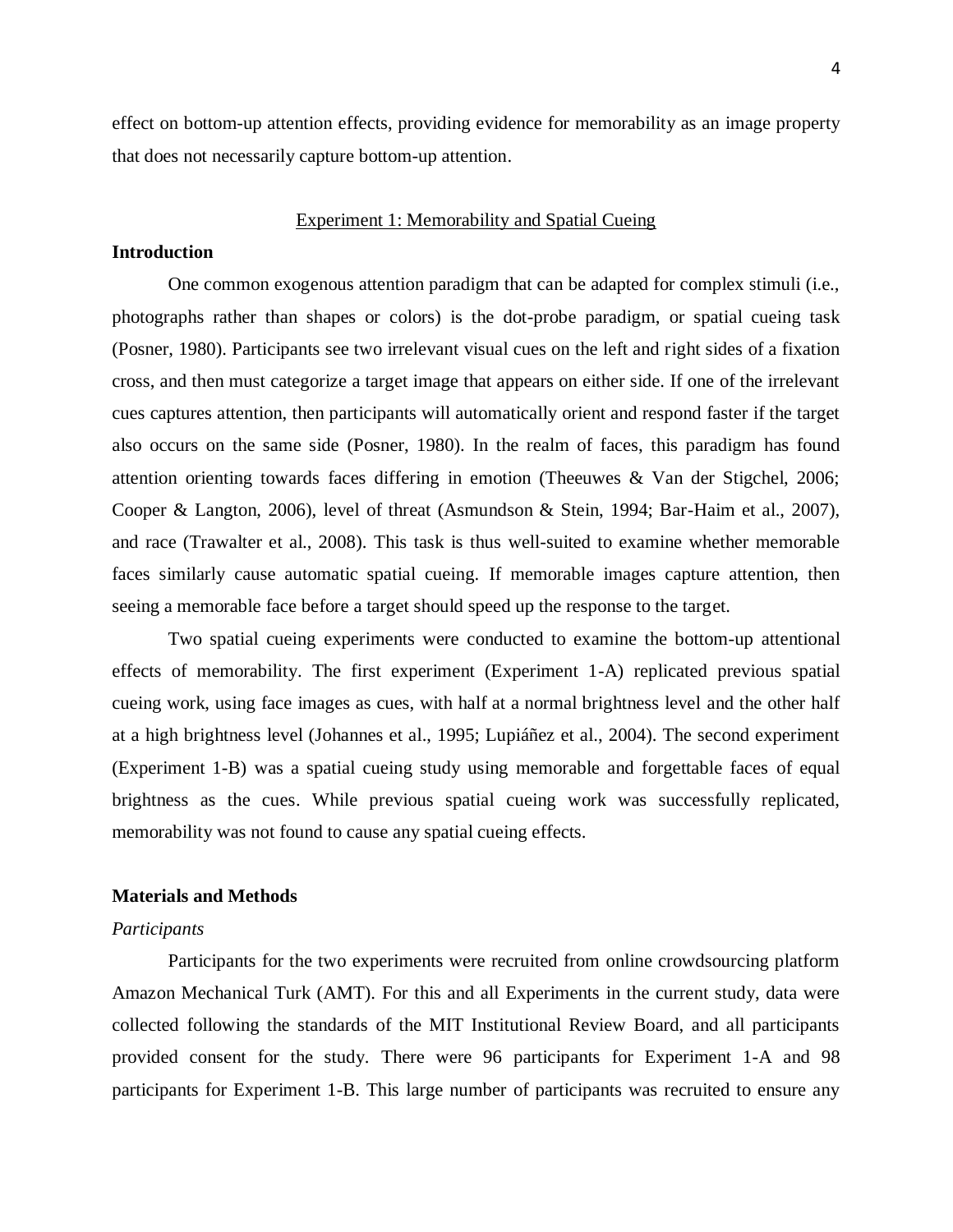effect on bottom-up attention effects, providing evidence for memorability as an image property that does not necessarily capture bottom-up attention.

## Experiment 1: Memorability and Spatial Cueing

### Introduction

One common exogenous attention paradigm that can be adapted for complex stimuli (i.e., photographs rather than shapes or colors) is the dot-probe paradigm, or spatial cueing task (Posner, 1980). Participants see two irrelevant visual cues on the left and right sides of a fixation cross, and then must categorize a target image that appears on either side. If one of the irrelevant cues captures attention, then participants will automatically orient and respond faster if the target also occurs on the same side (Posner, 1980). In the realm of faces, this paradigm has found attention orienting towards faces differing in emotion (Theeuwes & Van der Stigchel, 2006; Cooper & Langton, 2006), level of threat (Asmundson & Stein, 1994; Bar-Haim et al., 2007), and race (Trawalter et al., 2008). This task is thus well-suited to examine whether memorable faces similarly cause automatic spatial cueing. If memorable images capture attention, then seeing a memorable face before a target should speed up the response to the target.

Two spatial cueing experiments were conducted to examine the bottom-up attentional effects of memorability. The first experiment (Experiment 1-A) replicated previous spatial cueing work, using face images as cues, with half at a normal brightness level and the other half at a high brightness level (Johannes et al., 1995; Lupiáñez et al., 2004). The second experiment (Experiment 1-B) was a spatial cueing study using memorable and forgettable faces of equal brightness as the cues. While previous spatial cueing work was successfully replicated, memorability was not found to cause any spatial cueing effects.

### Materials and Methods

*Participants*

Participants for the two experiments were recruited from online crowdsourcing platform Amazon Mechanical Turk (AMT). For this and all Experiments in the current study, data were collected following the standards of the MIT Institutional Review Board, and all participants provided consent for the study. There were 96 participants for Experiment 1-A and 98 participants for Experiment 1-B. This large number of participants was recruited to ensure any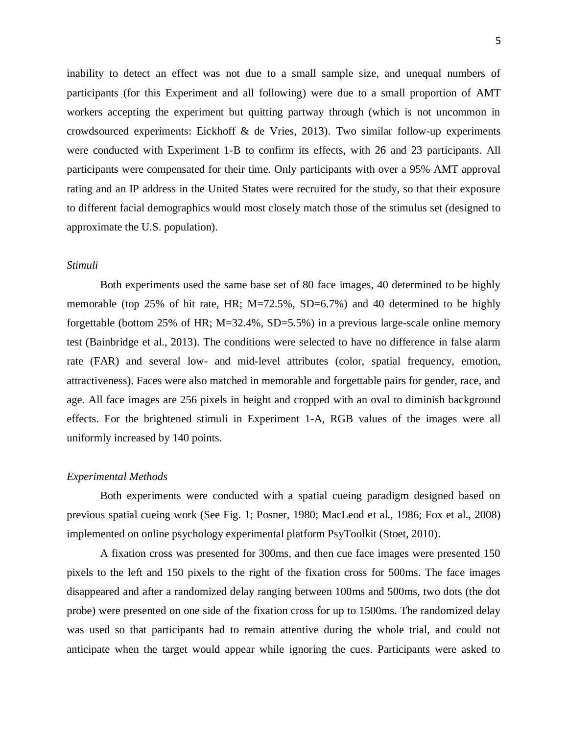inability to detect an effect was not due to a small sample size, and unequal numbers of participants (for this Experiment and all following) were due to a small proportion of AMT workers accepting the experiment but quitting partway through (which is not uncommon in crowdsourced experiments: Eickhoff & de Vries, 2013). Two similar follow-up experiments were conducted with Experiment 1-B to confirm its effects, with 26 and 23 participants. All participants were compensated for their time. Only participants with over a 95% AMT approval rating and an IP address in the United States were recruited for the study, so that their exposure to different facial demographics would most closely match those of the stimulus set (designed to approximate the U.S. population).

*Stimuli*

Both experiments used the same base set of 80 face images, 40 determined to be highly memorable (top 25% of hit rate, HR; M=72.5%, SD=6.7%) and 40 determined to be highly forgettable (bottom 25% of HR; M=32.4%, SD=5.5%) in a previous large-scale online memory test (Bainbridge et al., 2013). The conditions were selected to have no difference in false alarm rate (FAR) and several low- and mid-level attributes (color, spatial frequency, emotion, attractiveness). Faces were also matched in memorable and forgettable pairs for gender, race, and age. All face images are 256 pixels in height and cropped with an oval to diminish background effects. For the brightened stimuli in Experiment 1-A, RGB values of the images were all uniformly increased by 140 points.

*Experimental Methods*

Both experiments were conducted with a spatial cueing paradigm designed based on previous spatial cueing work (See Fig. 1; Posner, 1980; MacLeod et al., 1986; Fox et al., 2008) implemented on online psychology experimental platform PsyToolkit (Stoet, 2010).

A fixation cross was presented for 300ms, and then cue face images were presented 150 pixels to the left and 150 pixels to the right of the fixation cross for 500ms. The face images disappeared and after a randomized delay ranging between 100ms and 500ms, two dots (the dot probe) were presented on one side of the fixation cross for up to 1500ms. The randomized delay was used so that participants had to remain attentive during the whole trial, and could not anticipate when the target would appear while ignoring the cues. Participants were asked to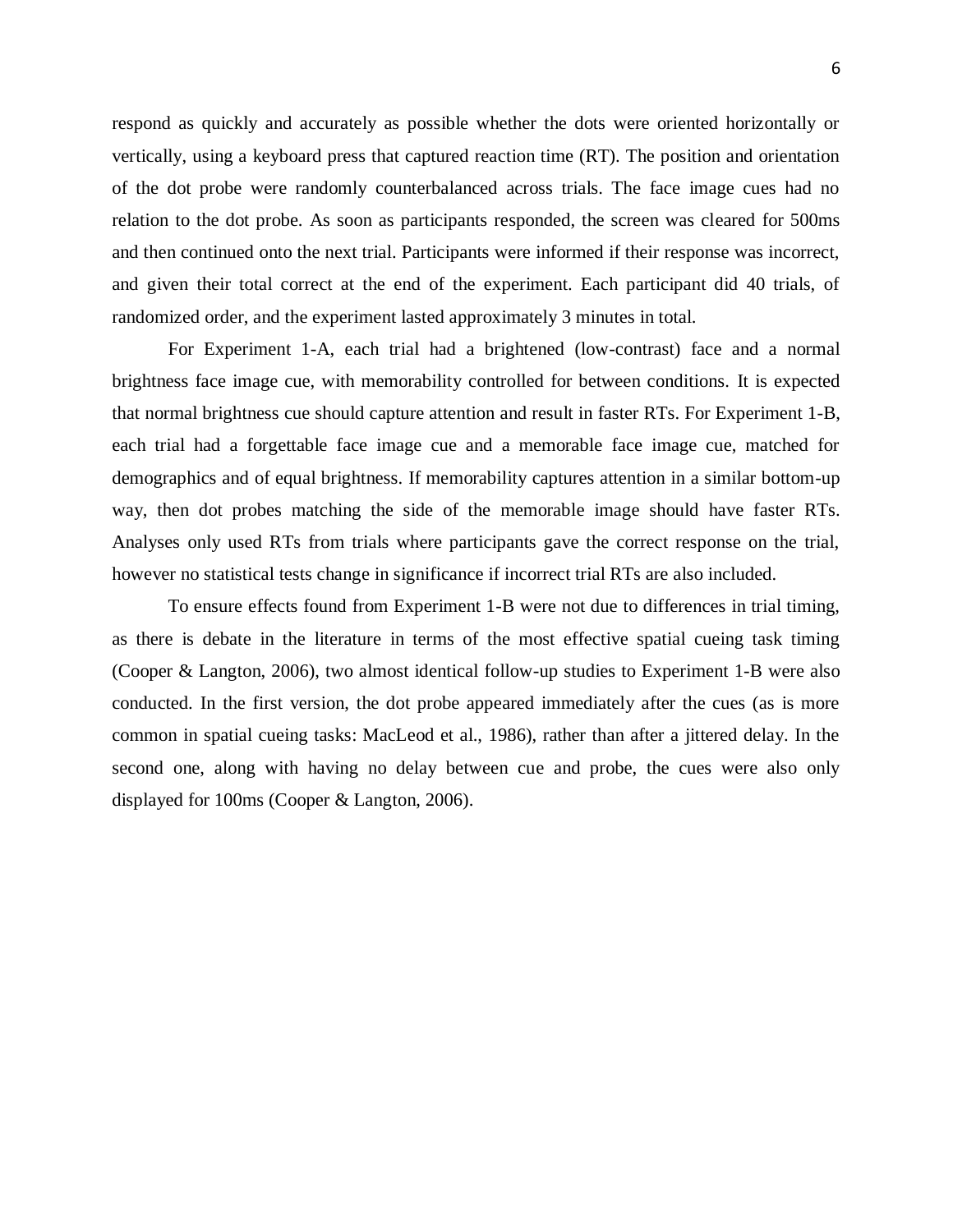respond as quickly and accurately as possible whether the dots were oriented horizontally or vertically, using a keyboard press that captured reaction time (RT). The position and orientation of the dot probe were randomly counterbalanced across trials. The face image cues had no relation to the dot probe. As soon as participants responded, the screen was cleared for 500ms and then continued onto the next trial. Participants were informed if their response was incorrect, and given their total correct at the end of the experiment. Each participant did 40 trials, of randomized order, and the experiment lasted approximately 3 minutes in total.

For Experiment 1-A, each trial had a brightened (low-contrast) face and a normal brightness face image cue, with memorability controlled for between conditions. It is expected that normal brightness cue should capture attention and result in faster RTs. For Experiment 1-B, each trial had a forgettable face image cue and a memorable face image cue, matched for demographics and of equal brightness. If memorability captures attention in a similar bottom-up way, then dot probes matching the side of the memorable image should have faster RTs. Analyses only used RTs from trials where participants gave the correct response on the trial, however no statistical tests change in significance if incorrect trial RTs are also included.

To ensure effects found from Experiment 1-B were not due to differences in trial timing, as there is debate in the literature in terms of the most effective spatial cueing task timing (Cooper & Langton, 2006), two almost identical follow-up studies to Experiment 1-B were also conducted. In the first version, the dot probe appeared immediately after the cues (as is more common in spatial cueing tasks: MacLeod et al., 1986), rather than after a jittered delay. In the second one, along with having no delay between cue and probe, the cues were also only displayed for 100ms (Cooper & Langton, 2006).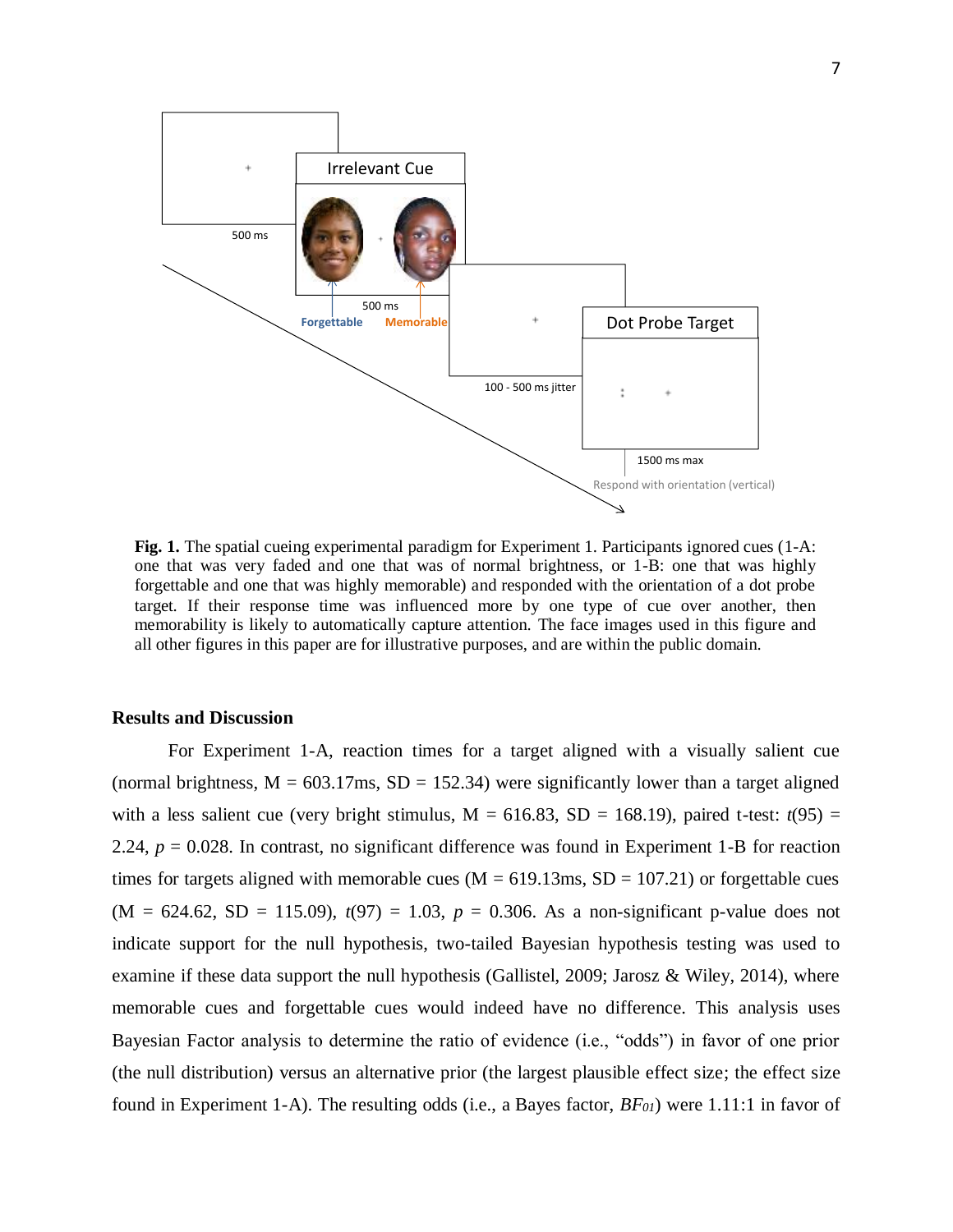**Fig. 1.** The spatial cueing experimental paradigm for Experiment 1. Participants ignored cues (1-A: one that was very faded and one that was of normal brightness, or 1-B: one that was highly forgettable and one that was highly memorable) and responded with the orientation of a dot probe target. If their response time was influenced more by one type of cue over another, then memorability is likely to automatically capture attention. The face images used in this figure and all other figures in this paper are for illustrative purposes, and are within the public domain.

## Results and Discussion

For Experiment 1-A, reaction times for a target aligned with a visually salient cue (normal brightness, M = 603.17ms, SD = 152.34) were significantly lower than a target aligned with a less salient cue (very bright stimulus, M = 616.83, SD = 168.19), paired t-test: $t(95) = 2.24$, $p = 0.028$. In contrast, no significant difference was found in Experiment 1-B for reaction times for targets aligned with memorable cues (M = 619.13ms, SD = 107.21) or forgettable cues (M = 624.62, SD = 115.09), $t(97) = 1.03$, $p = 0.306$. As a non-significant p-value does not indicate support for the null hypothesis, two-tailed Bayesian hypothesis testing was used to examine if these data support the null hypothesis (Gallistel, 2009; Jarosz & Wiley, 2014), where memorable cues and forgettable cues would indeed have no difference. This analysis uses Bayesian Factor analysis to determine the ratio of evidence (i.e., "odds") in favor of one prior (the null distribution) versus an alternative prior (the largest plausible effect size; the effect size found in Experiment 1-A). The resulting odds (i.e., a Bayes factor, $BF_{01}$) were 1.11:1 in favor of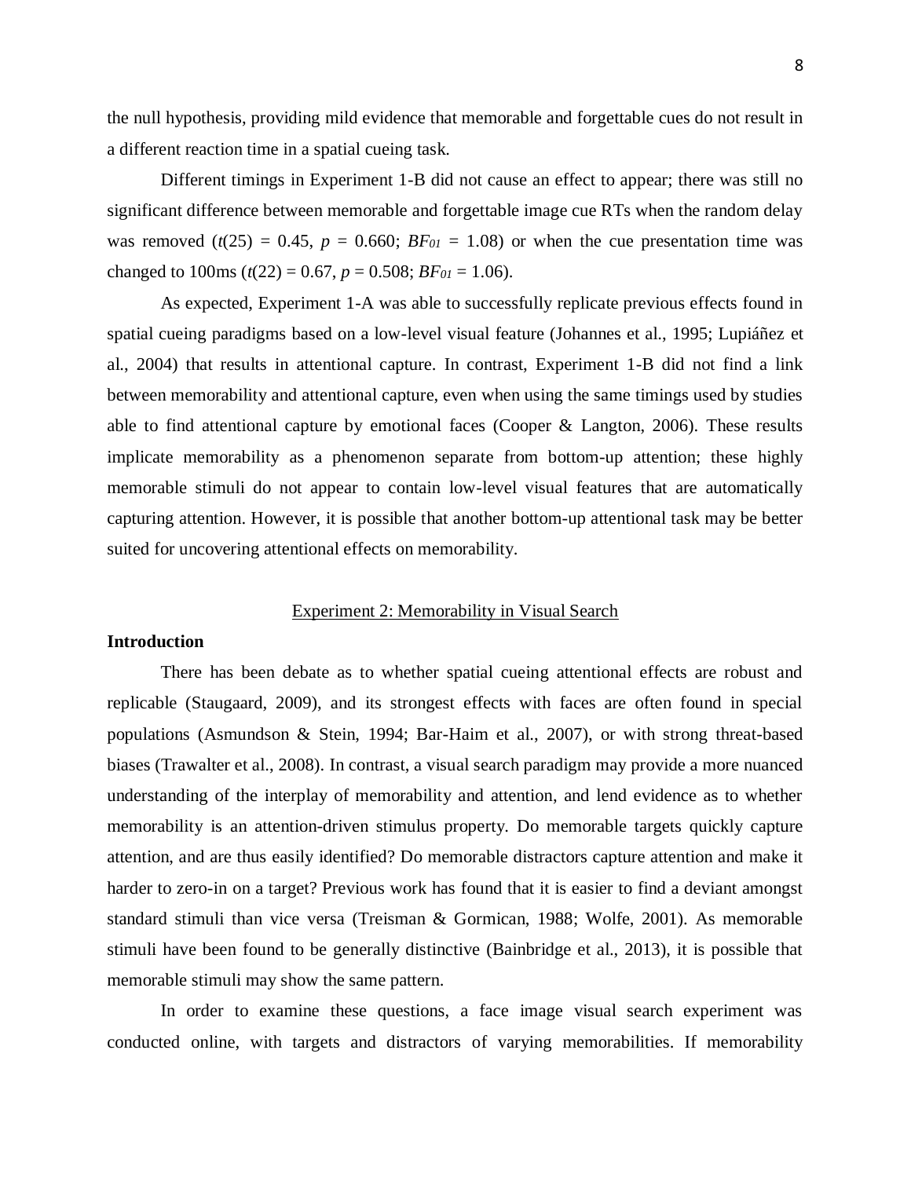the null hypothesis, providing mild evidence that memorable and forgettable cues do not result in a different reaction time in a spatial cueing task.

Different timings in Experiment 1-B did not cause an effect to appear; there was still no significant difference between memorable and forgettable image cue RTs when the random delay was removed ($t(25) = 0.45$, $p = 0.660$; $BF_{01} = 1.08$) or when the cue presentation time was changed to 100ms ($t(22) = 0.67$, $p = 0.508$; $BF_{01} = 1.06$).

As expected, Experiment 1-A was able to successfully replicate previous effects found in spatial cueing paradigms based on a low-level visual feature (Johannes et al., 1995; Lupiáñez et al., 2004) that results in attentional capture. In contrast, Experiment 1-B did not find a link between memorability and attentional capture, even when using the same timings used by studies able to find attentional capture by emotional faces (Cooper & Langton, 2006). These results implicate memorability as a phenomenon separate from bottom-up attention; these highly memorable stimuli do not appear to contain low-level visual features that are automatically capturing attention. However, it is possible that another bottom-up attentional task may be better suited for uncovering attentional effects on memorability.

## Experiment 2: Memorability in Visual Search

### Introduction

There has been debate as to whether spatial cueing attentional effects are robust and replicable (Staugaard, 2009), and its strongest effects with faces are often found in special populations (Asmundson & Stein, 1994; Bar-Haim et al., 2007), or with strong threat-based biases (Trawalter et al., 2008). In contrast, a visual search paradigm may provide a more nuanced understanding of the interplay of memorability and attention, and lend evidence as to whether memorability is an attention-driven stimulus property. Do memorable targets quickly capture attention, and are thus easily identified? Do memorable distractors capture attention and make it harder to zero-in on a target? Previous work has found that it is easier to find a deviant amongst standard stimuli than vice versa (Treisman & Gormican, 1988; Wolfe, 2001). As memorable stimuli have been found to be generally distinctive (Bainbridge et al., 2013), it is possible that memorable stimuli may show the same pattern.

In order to examine these questions, a face image visual search experiment was conducted online, with targets and distractors of varying memorabilities. If memorability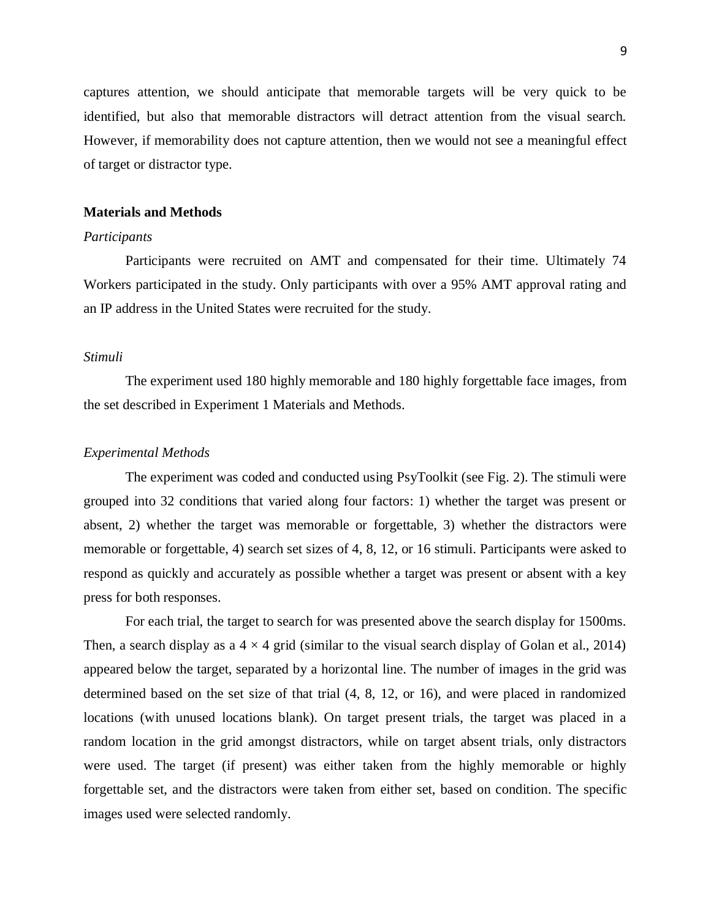captures attention, we should anticipate that memorable targets will be very quick to be identified, but also that memorable distractors will detract attention from the visual search. However, if memorability does not capture attention, then we would not see a meaningful effect of target or distractor type.

## Materials and Methods

### *Participants*

Participants were recruited on AMT and compensated for their time. Ultimately 74 Workers participated in the study. Only participants with over a 95% AMT approval rating and an IP address in the United States were recruited for the study.

### *Stimuli*

The experiment used 180 highly memorable and 180 highly forgettable face images, from the set described in Experiment 1 Materials and Methods.

### *Experimental Methods*

The experiment was coded and conducted using PsyToolkit (see Fig. 2). The stimuli were grouped into 32 conditions that varied along four factors: 1) whether the target was present or absent, 2) whether the target was memorable or forgettable, 3) whether the distractors were memorable or forgettable, 4) search set sizes of 4, 8, 12, or 16 stimuli. Participants were asked to respond as quickly and accurately as possible whether a target was present or absent with a key press for both responses.

For each trial, the target to search for was presented above the search display for 1500ms. Then, a search display as a $4 \times 4$ grid (similar to the visual search display of Golan et al., 2014) appeared below the target, separated by a horizontal line. The number of images in the grid was determined based on the set size of that trial (4, 8, 12, or 16), and were placed in randomized locations (with unused locations blank). On target present trials, the target was placed in a random location in the grid amongst distractors, while on target absent trials, only distractors were used. The target (if present) was either taken from the highly memorable or highly forgettable set, and the distractors were taken from either set, based on condition. The specific images used were selected randomly.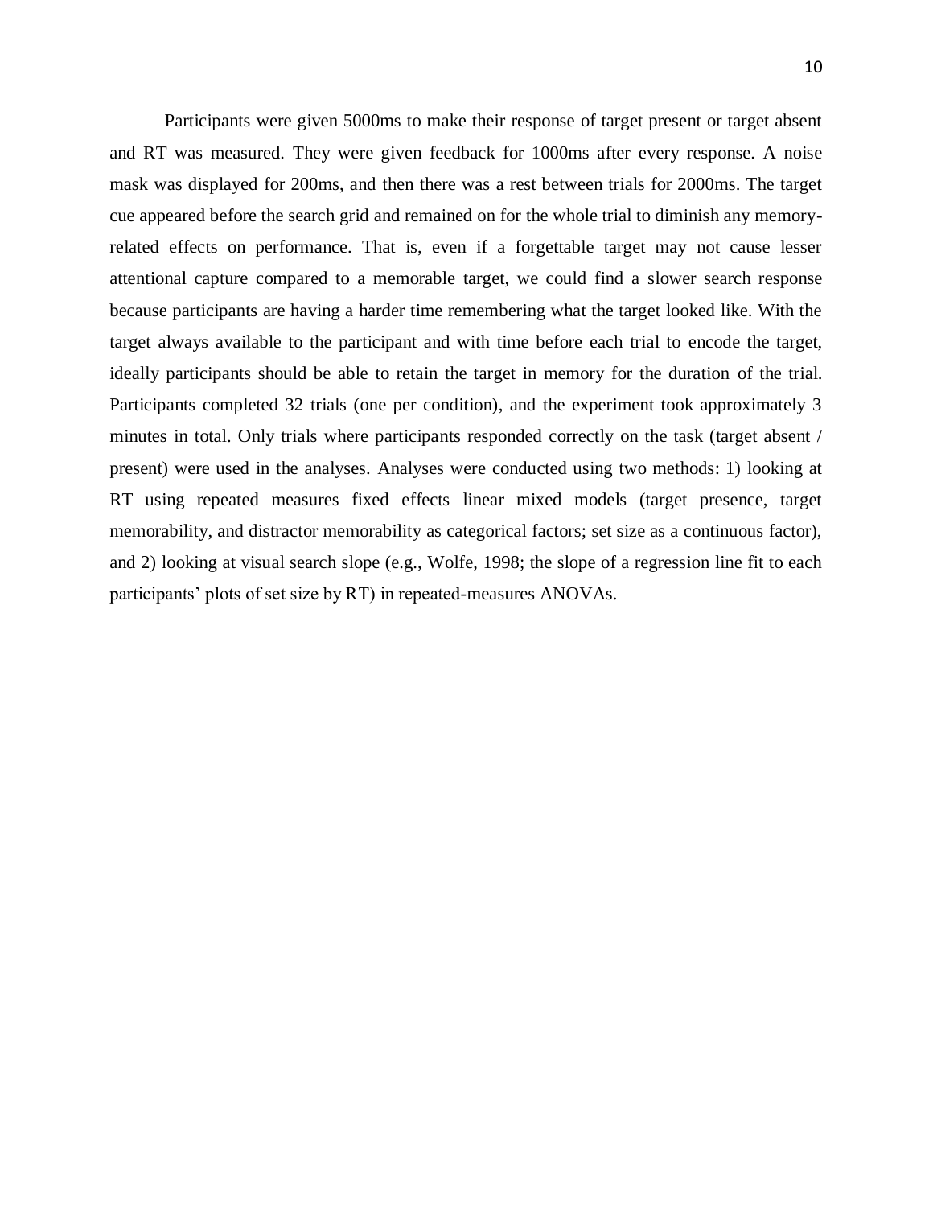Participants were given 5000ms to make their response of target present or target absent and RT was measured. They were given feedback for 1000ms after every response. A noise mask was displayed for 200ms, and then there was a rest between trials for 2000ms. The target cue appeared before the search grid and remained on for the whole trial to diminish any memory-related effects on performance. That is, even if a forgettable target may not cause lesser attentional capture compared to a memorable target, we could find a slower search response because participants are having a harder time remembering what the target looked like. With the target always available to the participant and with time before each trial to encode the target, ideally participants should be able to retain the target in memory for the duration of the trial. Participants completed 32 trials (one per condition), and the experiment took approximately 3 minutes in total. Only trials where participants responded correctly on the task (target absent / present) were used in the analyses. Analyses were conducted using two methods: 1) looking at RT using repeated measures fixed effects linear mixed models (target presence, target memorability, and distractor memorability as categorical factors; set size as a continuous factor), and 2) looking at visual search slope (e.g., Wolfe, 1998; the slope of a regression line fit to each participants' plots of set size by RT) in repeated-measures ANOVAs.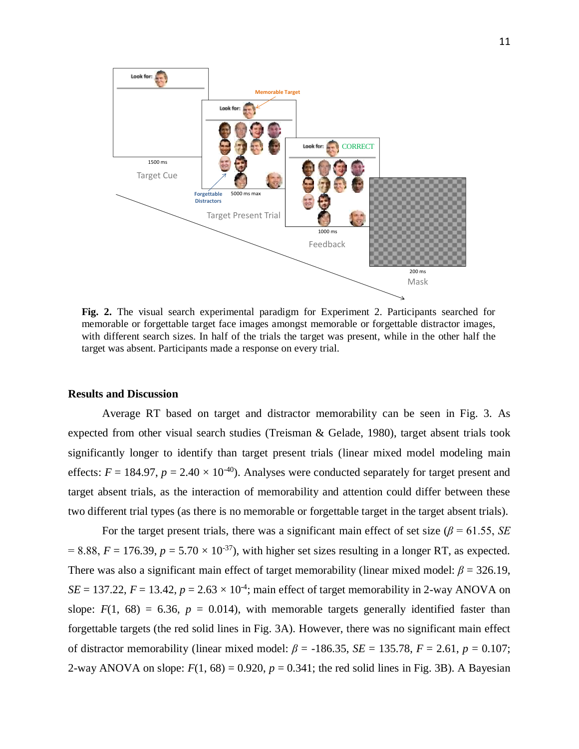**Fig. 2.** The visual search experimental paradigm for Experiment 2. Participants searched for memorable or forgettable target face images amongst memorable or forgettable distractor images, with different search sizes. In half of the trials the target was present, while in the other half the target was absent. Participants made a response on every trial.

### Results and Discussion

Average RT based on target and distractor memorability can be seen in Fig. 3. As expected from other visual search studies (Treisman & Gelade, 1980), target absent trials took significantly longer to identify than target present trials (linear mixed model modeling main effects: $F = 184.97$, $p = 2.40 \times 10^{-40}$). Analyses were conducted separately for target present and target absent trials, as the interaction of memorability and attention could differ between these two different trial types (as there is no memorable or forgettable target in the target absent trials).

For the target present trials, there was a significant main effect of set size ($\beta = 61.55$, $SE = 8.88$, $F = 176.39$, $p = 5.70 \times 10^{-37}$), with higher set sizes resulting in a longer RT, as expected. There was also a significant main effect of target memorability (linear mixed model: $\beta = 326.19$, $SE = 137.22$, $F = 13.42$, $p = 2.63 \times 10^{-4}$; main effect of target memorability in 2-way ANOVA on slope: $F(1, 68) = 6.36$, $p = 0.014$), with memorable targets generally identified faster than forgettable targets (the red solid lines in Fig. 3A). However, there was no significant main effect of distractor memorability (linear mixed model: $\beta = -186.35$, $SE = 135.78$, $F = 2.61$, $p = 0.107$; 2-way ANOVA on slope: $F(1, 68) = 0.920$, $p = 0.341$; the red solid lines in Fig. 3B). A Bayesian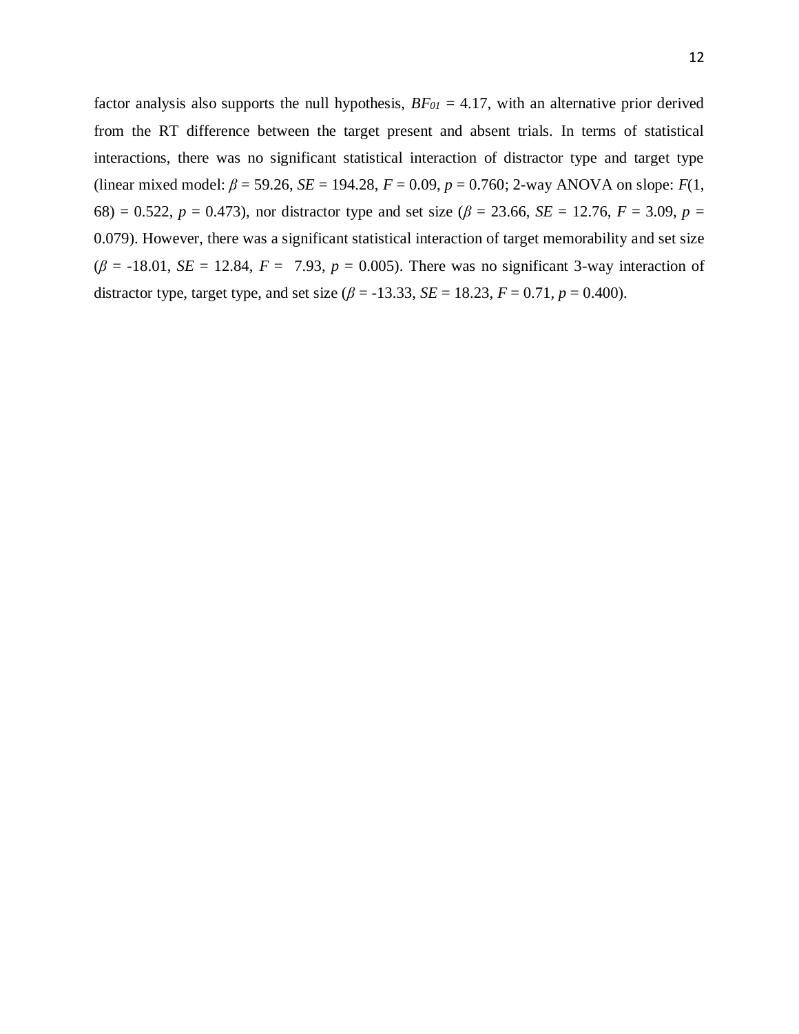factor analysis also supports the null hypothesis, $BF_{01} = 4.17$, with an alternative prior derived from the RT difference between the target present and absent trials. In terms of statistical interactions, there was no significant statistical interaction of distractor type and target type (linear mixed model: $\beta = 59.26$, $SE = 194.28$, $F = 0.09$, $p = 0.760$; 2-way ANOVA on slope: $F(1, 68) = 0.522$, $p = 0.473$), nor distractor type and set size ($\beta = 23.66$, $SE = 12.76$, $F = 3.09$, $p = 0.079$). However, there was a significant statistical interaction of target memorability and set size ($\beta = -18.01$, $SE = 12.84$, $F = 7.93$, $p = 0.005$). There was no significant 3-way interaction of distractor type, target type, and set size ($\beta = -13.33$, $SE = 18.23$, $F = 0.71$, $p = 0.400$).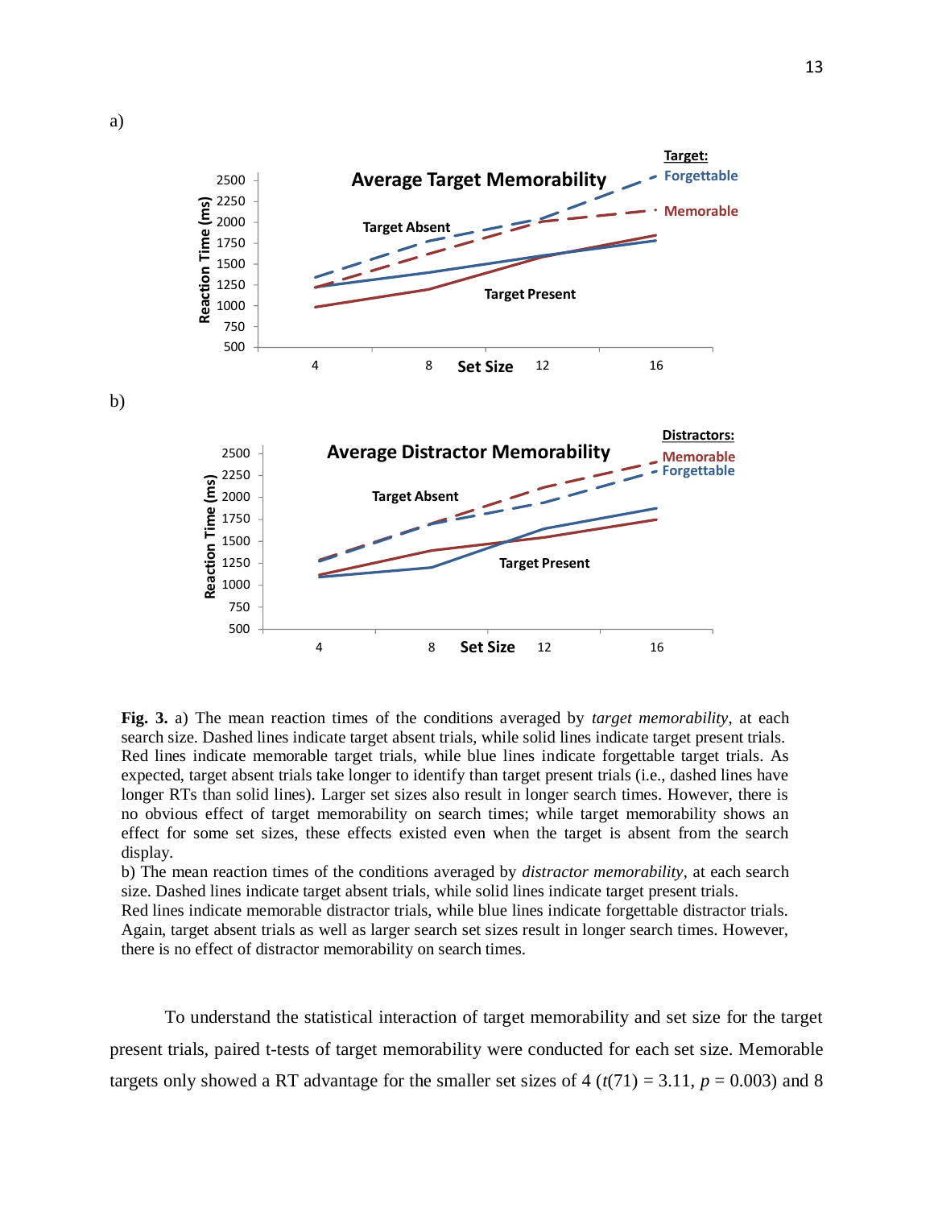a)

b)

**Fig. 3.** a) The mean reaction times of the conditions averaged by *target memorability*, at each search size. Dashed lines indicate target absent trials, while solid lines indicate target present trials. Red lines indicate memorable target trials, while blue lines indicate forgettable target trials. As expected, target absent trials take longer to identify than target present trials (i.e., dashed lines have longer RTs than solid lines). Larger set sizes also result in longer search times. However, there is no obvious effect of target memorability on search times; while target memorability shows an effect for some set sizes, these effects existed even when the target is absent from the search display.
b) The mean reaction times of the conditions averaged by *distractor memorability*, at each search size. Dashed lines indicate target absent trials, while solid lines indicate target present trials.
Red lines indicate memorable distractor trials, while blue lines indicate forgettable distractor trials. Again, target absent trials as well as larger search set sizes result in longer search times. However, there is no effect of distractor memorability on search times.

To understand the statistical interaction of target memorability and set size for the target present trials, paired t-tests of target memorability were conducted for each set size. Memorable targets only showed a RT advantage for the smaller set sizes of 4 ($t(71) = 3.11$, $p = 0.003$) and 8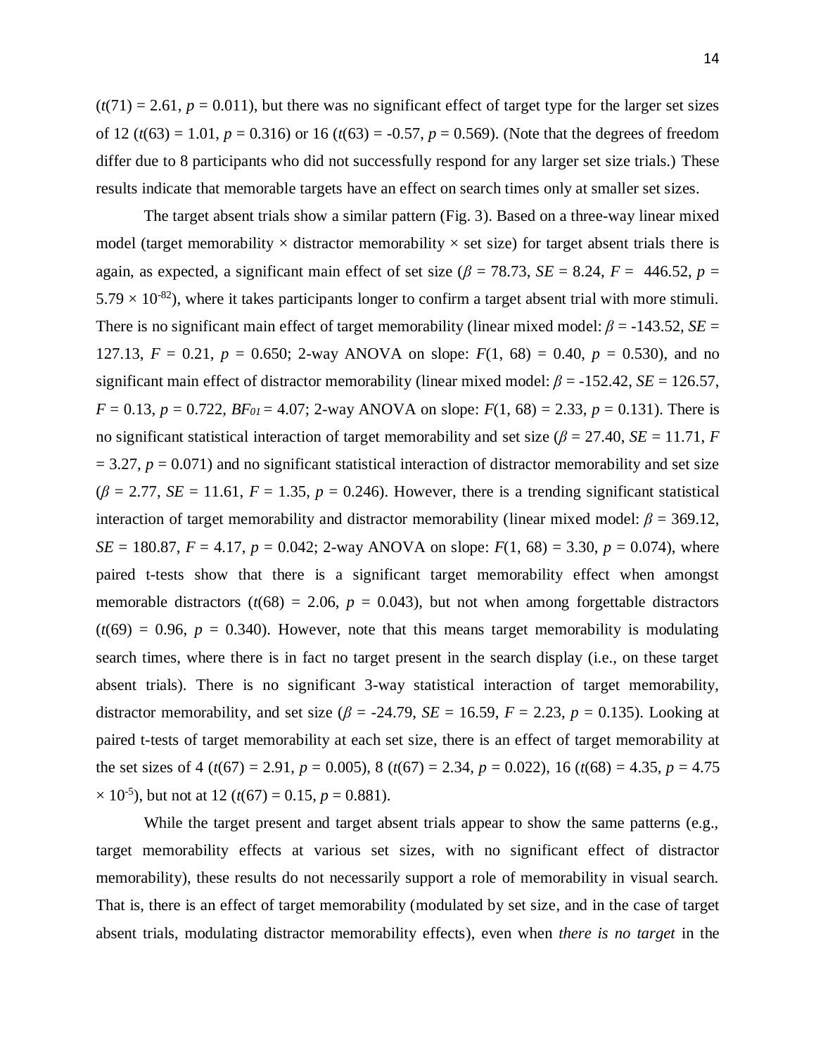($t(71) = 2.61$, $p = 0.011$), but there was no significant effect of target type for the larger set sizes of 12 ($t(63) = 1.01$, $p = 0.316$) or 16 ($t(63) = -0.57$, $p = 0.569$). (Note that the degrees of freedom differ due to 8 participants who did not successfully respond for any larger set size trials.) These results indicate that memorable targets have an effect on search times only at smaller set sizes.

The target absent trials show a similar pattern (Fig. 3). Based on a three-way linear mixed model (target memorability × distractor memorability × set size) for target absent trials there is again, as expected, a significant main effect of set size ($\beta = 78.73$, $SE = 8.24$, $F = 446.52$, $p = 5.79 \times 10^{-82}$), where it takes participants longer to confirm a target absent trial with more stimuli. There is no significant main effect of target memorability (linear mixed model: $\beta = -143.52$, $SE = 127.13$, $F = 0.21$, $p = 0.650$; 2-way ANOVA on slope: $F(1, 68) = 0.40$, $p = 0.530$), and no significant main effect of distractor memorability (linear mixed model: $\beta = -152.42$, $SE = 126.57$, $F = 0.13$, $p = 0.722$, $BF_{01} = 4.07$; 2-way ANOVA on slope: $F(1, 68) = 2.33$, $p = 0.131$). There is no significant statistical interaction of target memorability and set size ($\beta = 27.40$, $SE = 11.71$, $F = 3.27$, $p = 0.071$) and no significant statistical interaction of distractor memorability and set size ($\beta = 2.77$, $SE = 11.61$, $F = 1.35$, $p = 0.246$). However, there is a trending significant statistical interaction of target memorability and distractor memorability (linear mixed model: $\beta = 369.12$, $SE = 180.87$, $F = 4.17$, $p = 0.042$; 2-way ANOVA on slope: $F(1, 68) = 3.30$, $p = 0.074$), where paired t-tests show that there is a significant target memorability effect when amongst memorable distractors ($t(68) = 2.06$, $p = 0.043$), but not when among forgettable distractors ($t(69) = 0.96$, $p = 0.340$). However, note that this means target memorability is modulating search times, where there is in fact no target present in the search display (i.e., on these target absent trials). There is no significant 3-way statistical interaction of target memorability, distractor memorability, and set size ($\beta = -24.79$, $SE = 16.59$, $F = 2.23$, $p = 0.135$). Looking at paired t-tests of target memorability at each set size, there is an effect of target memorability at the set sizes of 4 ($t(67) = 2.91$, $p = 0.005$), 8 ($t(67) = 2.34$, $p = 0.022$), 16 ($t(68) = 4.35$, $p = 4.75 \times 10^{-5}$), but not at 12 ($t(67) = 0.15$, $p = 0.881$).

While the target present and target absent trials appear to show the same patterns (e.g., target memorability effects at various set sizes, with no significant effect of distractor memorability), these results do not necessarily support a role of memorability in visual search. That is, there is an effect of target memorability (modulated by set size, and in the case of target absent trials, modulating distractor memorability effects), even when *there is no target* in the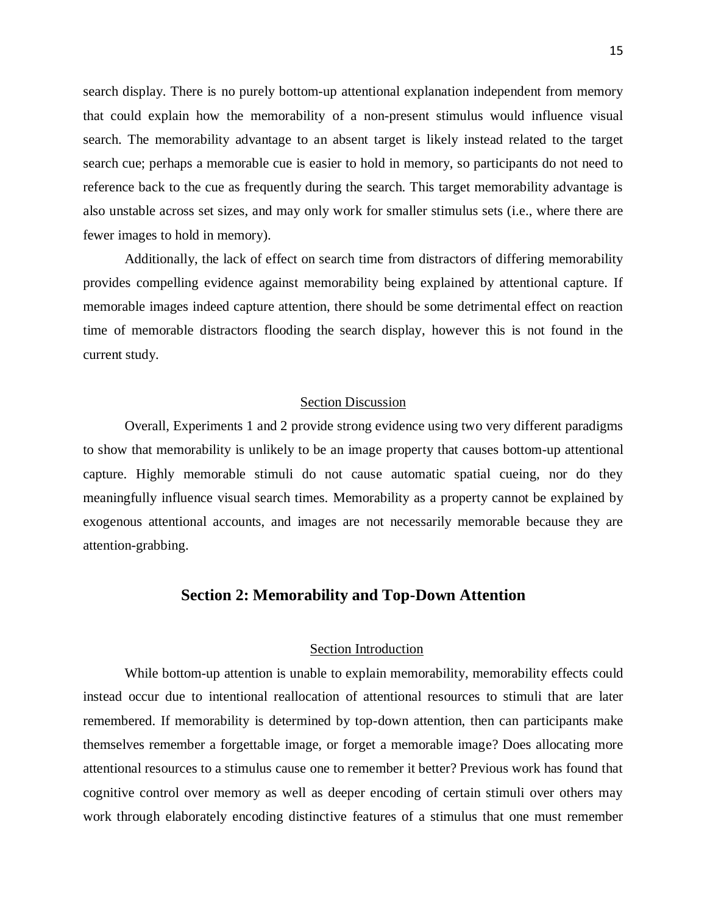search display. There is no purely bottom-up attentional explanation independent from memory that could explain how the memorability of a non-present stimulus would influence visual search. The memorability advantage to an absent target is likely instead related to the target search cue; perhaps a memorable cue is easier to hold in memory, so participants do not need to reference back to the cue as frequently during the search. This target memorability advantage is also unstable across set sizes, and may only work for smaller stimulus sets (i.e., where there are fewer images to hold in memory).

Additionally, the lack of effect on search time from distractors of differing memorability provides compelling evidence against memorability being explained by attentional capture. If memorable images indeed capture attention, there should be some detrimental effect on reaction time of memorable distractors flooding the search display, however this is not found in the current study.

### Section Discussion

Overall, Experiments 1 and 2 provide strong evidence using two very different paradigms to show that memorability is unlikely to be an image property that causes bottom-up attentional capture. Highly memorable stimuli do not cause automatic spatial cueing, nor do they meaningfully influence visual search times. Memorability as a property cannot be explained by exogenous attentional accounts, and images are not necessarily memorable because they are attention-grabbing.

## Section 2: Memorability and Top-Down Attention

### Section Introduction

While bottom-up attention is unable to explain memorability, memorability effects could instead occur due to intentional reallocation of attentional resources to stimuli that are later remembered. If memorability is determined by top-down attention, then can participants make themselves remember a forgettable image, or forget a memorable image? Does allocating more attentional resources to a stimulus cause one to remember it better? Previous work has found that cognitive control over memory as well as deeper encoding of certain stimuli over others may work through elaborately encoding distinctive features of a stimulus that one must remember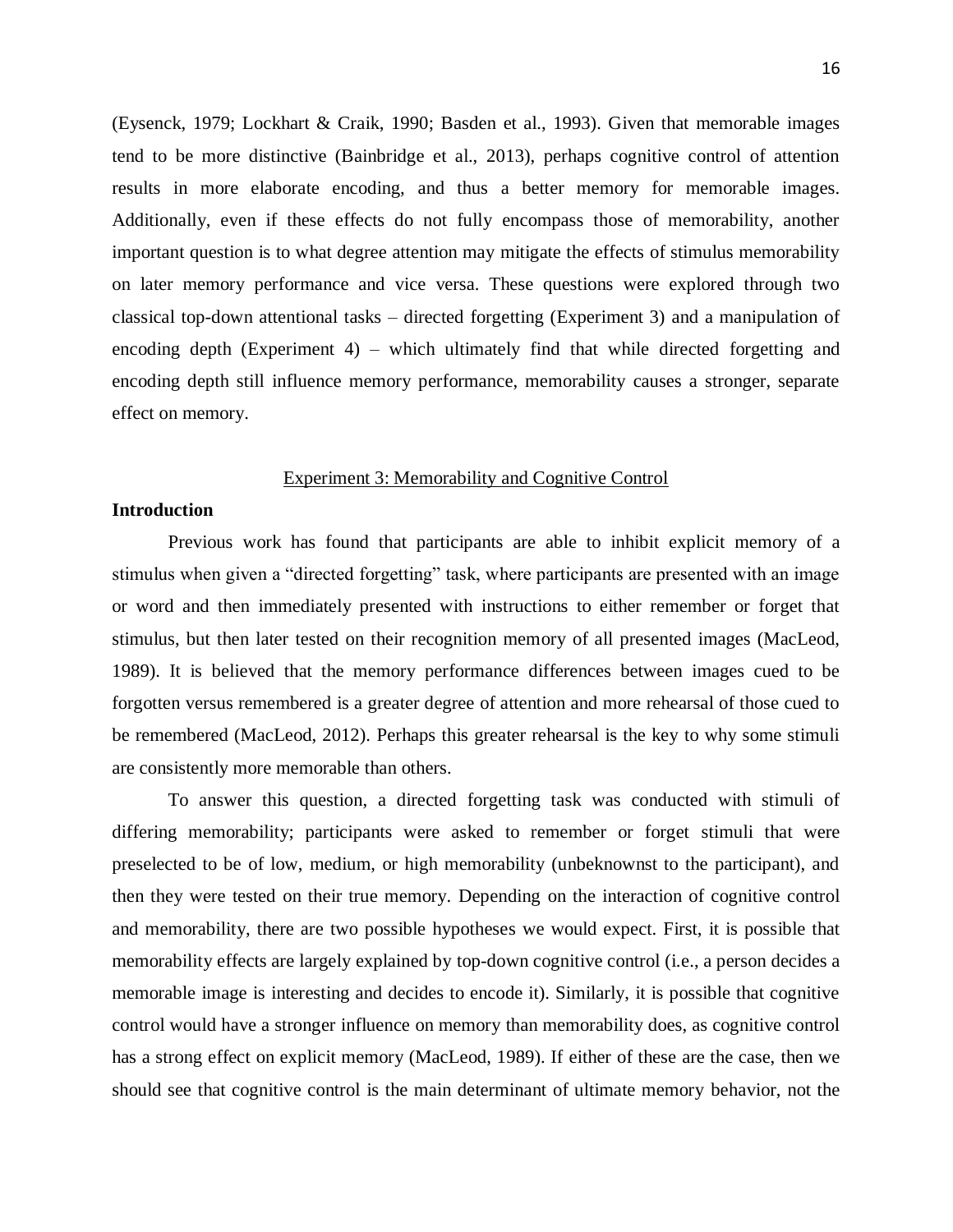(Eysenck, 1979; Lockhart & Craik, 1990; Basden et al., 1993). Given that memorable images tend to be more distinctive (Bainbridge et al., 2013), perhaps cognitive control of attention results in more elaborate encoding, and thus a better memory for memorable images. Additionally, even if these effects do not fully encompass those of memorability, another important question is to what degree attention may mitigate the effects of stimulus memorability on later memory performance and vice versa. These questions were explored through two classical top-down attentional tasks – directed forgetting (Experiment 3) and a manipulation of encoding depth (Experiment 4) – which ultimately find that while directed forgetting and encoding depth still influence memory performance, memorability causes a stronger, separate effect on memory.

## Experiment 3: Memorability and Cognitive Control

### Introduction

Previous work has found that participants are able to inhibit explicit memory of a stimulus when given a "directed forgetting" task, where participants are presented with an image or word and then immediately presented with instructions to either remember or forget that stimulus, but then later tested on their recognition memory of all presented images (MacLeod, 1989). It is believed that the memory performance differences between images cued to be forgotten versus remembered is a greater degree of attention and more rehearsal of those cued to be remembered (MacLeod, 2012). Perhaps this greater rehearsal is the key to why some stimuli are consistently more memorable than others.

To answer this question, a directed forgetting task was conducted with stimuli of differing memorability; participants were asked to remember or forget stimuli that were preselected to be of low, medium, or high memorability (unbeknownst to the participant), and then they were tested on their true memory. Depending on the interaction of cognitive control and memorability, there are two possible hypotheses we would expect. First, it is possible that memorability effects are largely explained by top-down cognitive control (i.e., a person decides a memorable image is interesting and decides to encode it). Similarly, it is possible that cognitive control would have a stronger influence on memory than memorability does, as cognitive control has a strong effect on explicit memory (MacLeod, 1989). If either of these are the case, then we should see that cognitive control is the main determinant of ultimate memory behavior, not the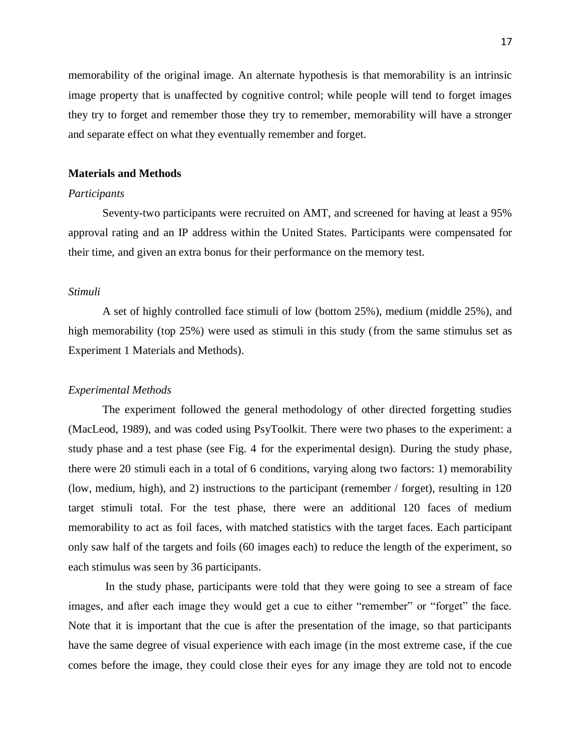memorability of the original image. An alternate hypothesis is that memorability is an intrinsic image property that is unaffected by cognitive control; while people will tend to forget images they try to forget and remember those they try to remember, memorability will have a stronger and separate effect on what they eventually remember and forget.

## Materials and Methods

### *Participants*

Seventy-two participants were recruited on AMT, and screened for having at least a 95% approval rating and an IP address within the United States. Participants were compensated for their time, and given an extra bonus for their performance on the memory test.

### *Stimuli*

A set of highly controlled face stimuli of low (bottom 25%), medium (middle 25%), and high memorability (top 25%) were used as stimuli in this study (from the same stimulus set as Experiment 1 Materials and Methods).

### *Experimental Methods*

The experiment followed the general methodology of other directed forgetting studies (MacLeod, 1989), and was coded using PsyToolkit. There were two phases to the experiment: a study phase and a test phase (see Fig. 4 for the experimental design). During the study phase, there were 20 stimuli each in a total of 6 conditions, varying along two factors: 1) memorability (low, medium, high), and 2) instructions to the participant (remember / forget), resulting in 120 target stimuli total. For the test phase, there were an additional 120 faces of medium memorability to act as foil faces, with matched statistics with the target faces. Each participant only saw half of the targets and foils (60 images each) to reduce the length of the experiment, so each stimulus was seen by 36 participants.

In the study phase, participants were told that they were going to see a stream of face images, and after each image they would get a cue to either "remember" or "forget" the face. Note that it is important that the cue is after the presentation of the image, so that participants have the same degree of visual experience with each image (in the most extreme case, if the cue comes before the image, they could close their eyes for any image they are told not to encode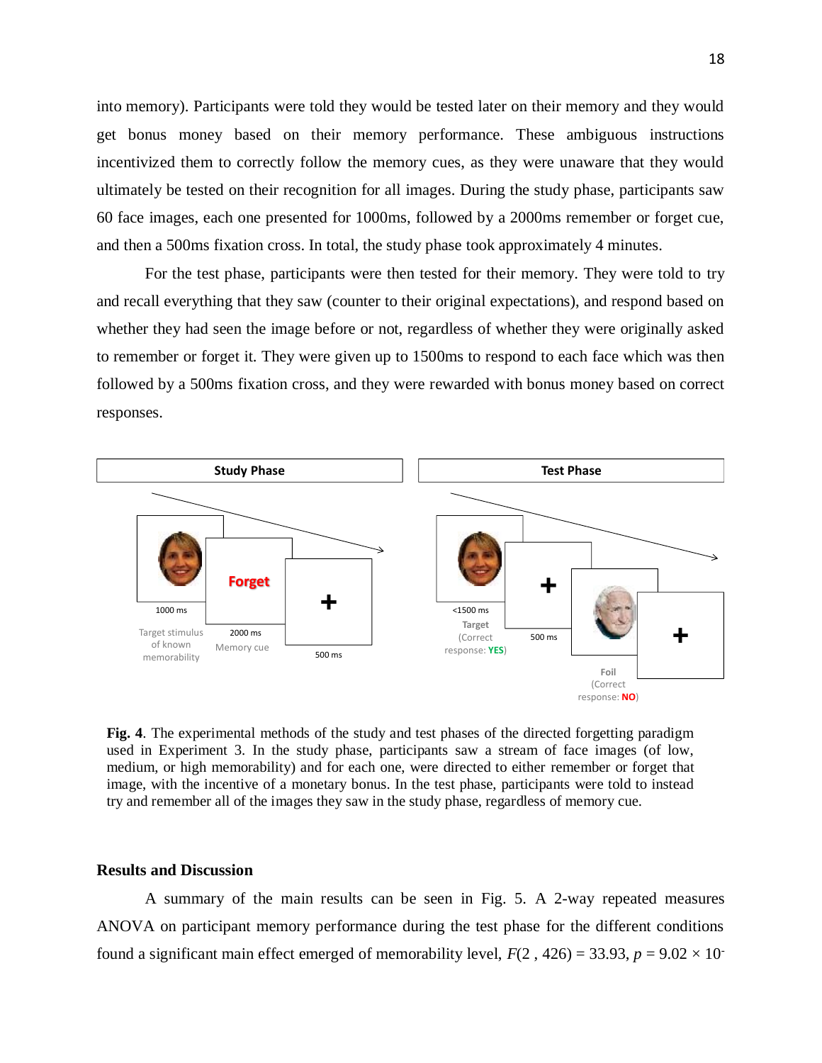into memory). Participants were told they would be tested later on their memory and they would get bonus money based on their memory performance. These ambiguous instructions incentivized them to correctly follow the memory cues, as they were unaware that they would ultimately be tested on their recognition for all images. During the study phase, participants saw 60 face images, each one presented for 1000ms, followed by a 2000ms remember or forget cue, and then a 500ms fixation cross. In total, the study phase took approximately 4 minutes.

For the test phase, participants were then tested for their memory. They were told to try and recall everything that they saw (counter to their original expectations), and respond based on whether they had seen the image before or not, regardless of whether they were originally asked to remember or forget it. They were given up to 1500ms to respond to each face which was then followed by a 500ms fixation cross, and they were rewarded with bonus money based on correct responses.

**Fig. 4**. The experimental methods of the study and test phases of the directed forgetting paradigm used in Experiment 3. In the study phase, participants saw a stream of face images (of low, medium, or high memorability) and for each one, were directed to either remember or forget that image, with the incentive of a monetary bonus. In the test phase, participants were told to instead try and remember all of the images they saw in the study phase, regardless of memory cue.

### Results and Discussion

A summary of the main results can be seen in Fig. 5. A 2-way repeated measures ANOVA on participant memory performance during the test phase for the different conditions found a significant main effect emerged of memorability level, $F(2\ ,\ 426) = 33.93$, $p = 9.02 \times 10^{-}$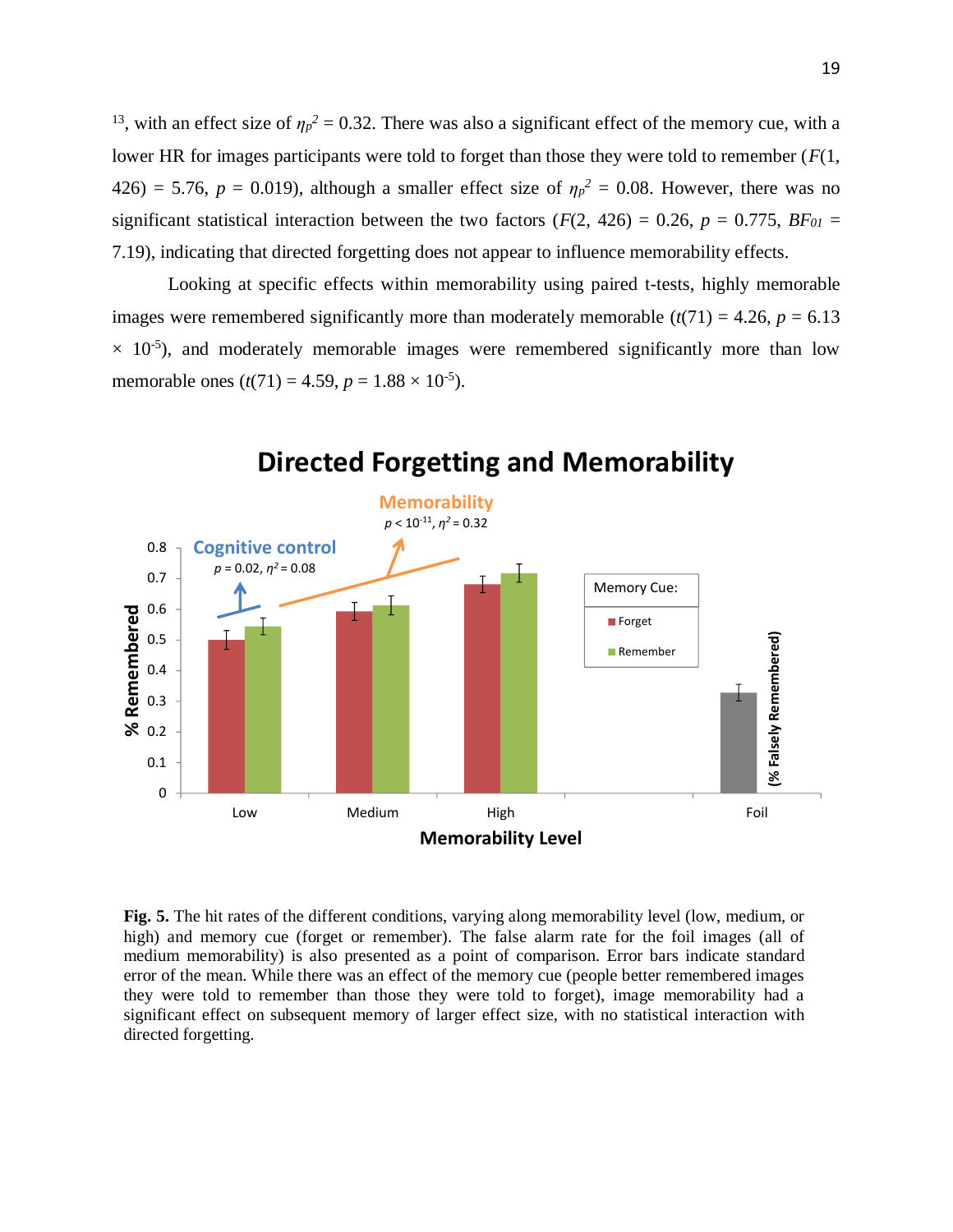[13], with an effect size of $\eta_p^2$ = 0.32. There was also a significant effect of the memory cue, with a lower HR for images participants were told to forget than those they were told to remember ($F$(1, 426) = 5.76, $p$ = 0.019), although a smaller effect size of $\eta_p^2$ = 0.08. However, there was no significant statistical interaction between the two factors ($F$(2, 426) = 0.26, $p$ = 0.775, $BF_{01}$ = 7.19), indicating that directed forgetting does not appear to influence memorability effects.

Looking at specific effects within memorability using paired t-tests, highly memorable images were remembered significantly more than moderately memorable ($t$(71) = 4.26, $p$ = 6.13 × $10^{-5}$), and moderately memorable images were remembered significantly more than low memorable ones ($t$(71) = 4.59, $p$ = 1.88 × $10^{-5}$).

**Fig. 5.** The hit rates of the different conditions, varying along memorability level (low, medium, or high) and memory cue (forget or remember). The false alarm rate for the foil images (all of medium memorability) is also presented as a point of comparison. Error bars indicate standard error of the mean. While there was an effect of the memory cue (people better remembered images they were told to remember than those they were told to forget), image memorability had a significant effect on subsequent memory of larger effect size, with no statistical interaction with directed forgetting.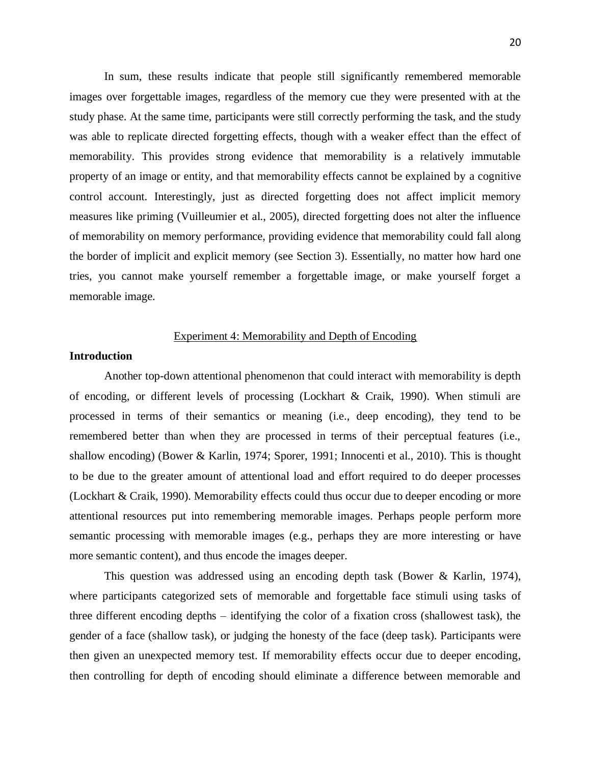In sum, these results indicate that people still significantly remembered memorable images over forgettable images, regardless of the memory cue they were presented with at the study phase. At the same time, participants were still correctly performing the task, and the study was able to replicate directed forgetting effects, though with a weaker effect than the effect of memorability. This provides strong evidence that memorability is a relatively immutable property of an image or entity, and that memorability effects cannot be explained by a cognitive control account. Interestingly, just as directed forgetting does not affect implicit memory measures like priming (Vuilleumier et al., 2005), directed forgetting does not alter the influence of memorability on memory performance, providing evidence that memorability could fall along the border of implicit and explicit memory (see Section 3). Essentially, no matter how hard one tries, you cannot make yourself remember a forgettable image, or make yourself forget a memorable image.

## Experiment 4: Memorability and Depth of Encoding

### Introduction

Another top-down attentional phenomenon that could interact with memorability is depth of encoding, or different levels of processing (Lockhart & Craik, 1990). When stimuli are processed in terms of their semantics or meaning (i.e., deep encoding), they tend to be remembered better than when they are processed in terms of their perceptual features (i.e., shallow encoding) (Bower & Karlin, 1974; Sporer, 1991; Innocenti et al., 2010). This is thought to be due to the greater amount of attentional load and effort required to do deeper processes (Lockhart & Craik, 1990). Memorability effects could thus occur due to deeper encoding or more attentional resources put into remembering memorable images. Perhaps people perform more semantic processing with memorable images (e.g., perhaps they are more interesting or have more semantic content), and thus encode the images deeper.

This question was addressed using an encoding depth task (Bower & Karlin, 1974), where participants categorized sets of memorable and forgettable face stimuli using tasks of three different encoding depths – identifying the color of a fixation cross (shallowest task), the gender of a face (shallow task), or judging the honesty of the face (deep task). Participants were then given an unexpected memory test. If memorability effects occur due to deeper encoding, then controlling for depth of encoding should eliminate a difference between memorable and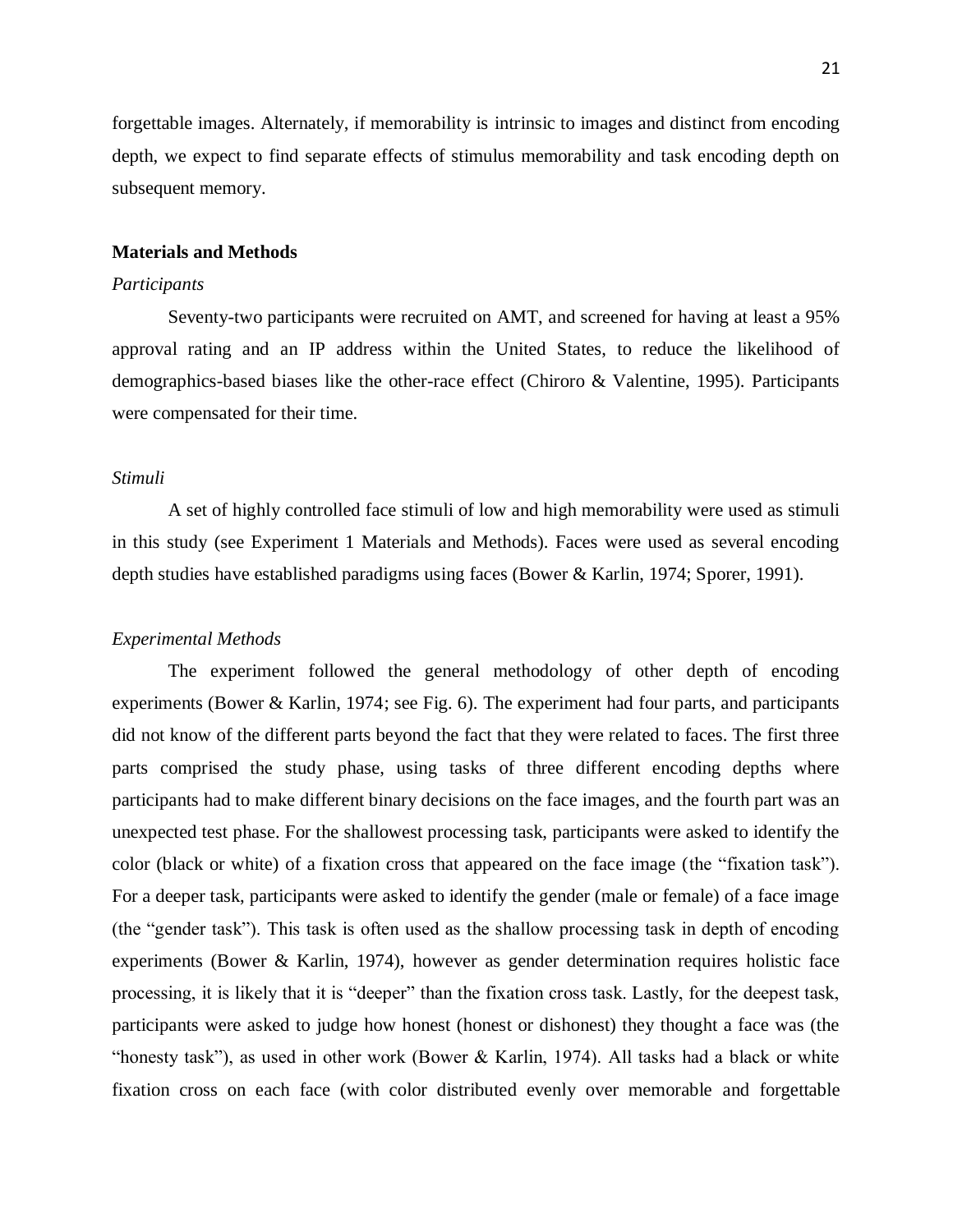forgettable images. Alternately, if memorability is intrinsic to images and distinct from encoding depth, we expect to find separate effects of stimulus memorability and task encoding depth on subsequent memory.

## Materials and Methods

### *Participants*

Seventy-two participants were recruited on AMT, and screened for having at least a 95% approval rating and an IP address within the United States, to reduce the likelihood of demographics-based biases like the other-race effect (Chiroro & Valentine, 1995). Participants were compensated for their time.

### *Stimuli*

A set of highly controlled face stimuli of low and high memorability were used as stimuli in this study (see Experiment 1 Materials and Methods). Faces were used as several encoding depth studies have established paradigms using faces (Bower & Karlin, 1974; Sporer, 1991).

### *Experimental Methods*

The experiment followed the general methodology of other depth of encoding experiments (Bower & Karlin, 1974; see Fig. 6). The experiment had four parts, and participants did not know of the different parts beyond the fact that they were related to faces. The first three parts comprised the study phase, using tasks of three different encoding depths where participants had to make different binary decisions on the face images, and the fourth part was an unexpected test phase. For the shallowest processing task, participants were asked to identify the color (black or white) of a fixation cross that appeared on the face image (the "fixation task"). For a deeper task, participants were asked to identify the gender (male or female) of a face image (the "gender task"). This task is often used as the shallow processing task in depth of encoding experiments (Bower & Karlin, 1974), however as gender determination requires holistic face processing, it is likely that it is "deeper" than the fixation cross task. Lastly, for the deepest task, participants were asked to judge how honest (honest or dishonest) they thought a face was (the "honesty task"), as used in other work (Bower & Karlin, 1974). All tasks had a black or white fixation cross on each face (with color distributed evenly over memorable and forgettable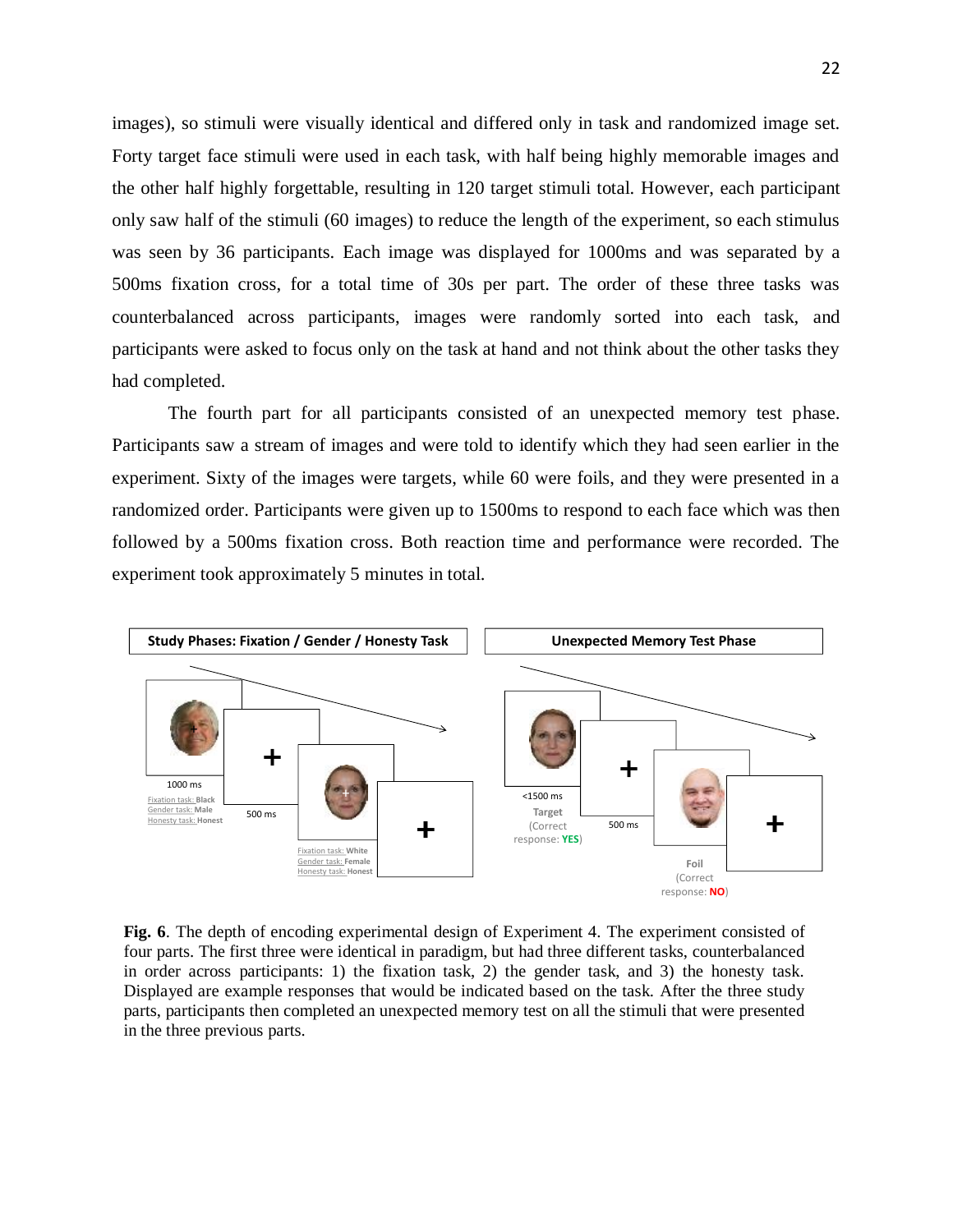images), so stimuli were visually identical and differed only in task and randomized image set. Forty target face stimuli were used in each task, with half being highly memorable images and the other half highly forgettable, resulting in 120 target stimuli total. However, each participant only saw half of the stimuli (60 images) to reduce the length of the experiment, so each stimulus was seen by 36 participants. Each image was displayed for 1000ms and was separated by a 500ms fixation cross, for a total time of 30s per part. The order of these three tasks was counterbalanced across participants, images were randomly sorted into each task, and participants were asked to focus only on the task at hand and not think about the other tasks they had completed.

The fourth part for all participants consisted of an unexpected memory test phase. Participants saw a stream of images and were told to identify which they had seen earlier in the experiment. Sixty of the images were targets, while 60 were foils, and they were presented in a randomized order. Participants were given up to 1500ms to respond to each face which was then followed by a 500ms fixation cross. Both reaction time and performance were recorded. The experiment took approximately 5 minutes in total.

**Fig. 6**. The depth of encoding experimental design of Experiment 4. The experiment consisted of four parts. The first three were identical in paradigm, but had three different tasks, counterbalanced in order across participants: 1) the fixation task, 2) the gender task, and 3) the honesty task. Displayed are example responses that would be indicated based on the task. After the three study parts, participants then completed an unexpected memory test on all the stimuli that were presented in the three previous parts.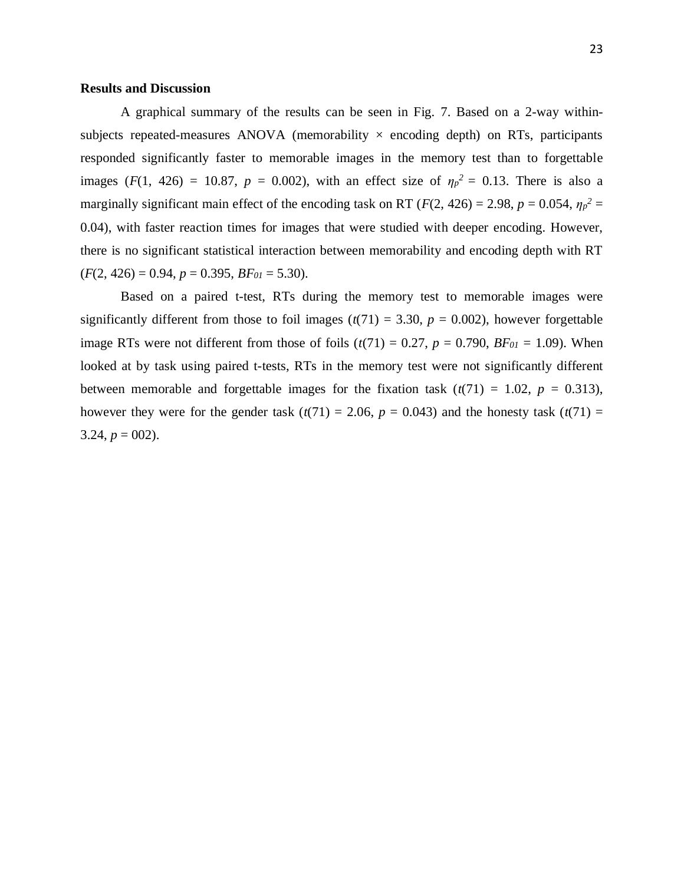**Results and Discussion**

A graphical summary of the results can be seen in Fig. 7. Based on a 2-way within-subjects repeated-measures ANOVA (memorability × encoding depth) on RTs, participants responded significantly faster to memorable images in the memory test than to forgettable images ($F(1, 426) = 10.87$, $p = 0.002$), with an effect size of $\eta_p^2 = 0.13$. There is also a marginally significant main effect of the encoding task on RT ($F(2, 426) = 2.98$, $p = 0.054$, $\eta_p^2 = 0.04$), with faster reaction times for images that were studied with deeper encoding. However, there is no significant statistical interaction between memorability and encoding depth with RT ($F(2, 426) = 0.94$, $p = 0.395$, $BF_{01} = 5.30$).

Based on a paired t-test, RTs during the memory test to memorable images were significantly different from those to foil images ($t(71) = 3.30$, $p = 0.002$), however forgettable image RTs were not different from those of foils ($t(71) = 0.27$, $p = 0.790$, $BF_{01} = 1.09$). When looked at by task using paired t-tests, RTs in the memory test were not significantly different between memorable and forgettable images for the fixation task ($t(71) = 1.02$, $p = 0.313$), however they were for the gender task ($t(71) = 2.06$, $p = 0.043$) and the honesty task ($t(71) = 3.24$, $p = 002$).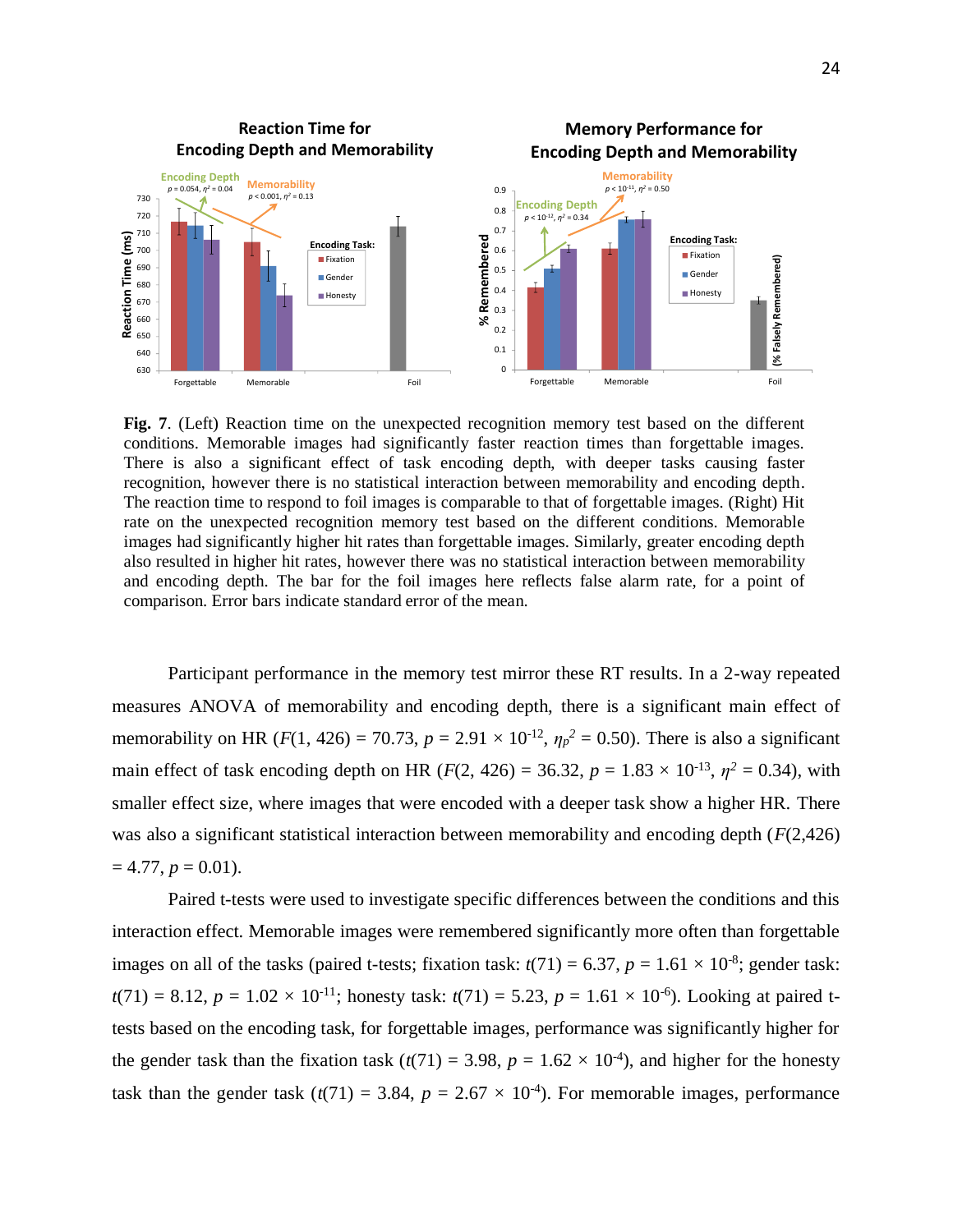**Fig. 7**. (Left) Reaction time on the unexpected recognition memory test based on the different conditions. Memorable images had significantly faster reaction times than forgettable images. There is also a significant effect of task encoding depth, with deeper tasks causing faster recognition, however there is no statistical interaction between memorability and encoding depth. The reaction time to respond to foil images is comparable to that of forgettable images. (Right) Hit rate on the unexpected recognition memory test based on the different conditions. Memorable images had significantly higher hit rates than forgettable images. Similarly, greater encoding depth also resulted in higher hit rates, however there was no statistical interaction between memorability and encoding depth. The bar for the foil images here reflects false alarm rate, for a point of comparison. Error bars indicate standard error of the mean.

Participant performance in the memory test mirror these RT results. In a 2-way repeated measures ANOVA of memorability and encoding depth, there is a significant main effect of memorability on HR ($F(1, 426) = 70.73$, $p = 2.91 \times 10^{-12}$, $\eta_p^2 = 0.50$). There is also a significant main effect of task encoding depth on HR ($F(2, 426) = 36.32$, $p = 1.83 \times 10^{-13}$, $\eta^2 = 0.34$), with smaller effect size, where images that were encoded with a deeper task show a higher HR. There was also a significant statistical interaction between memorability and encoding depth ($F(2,426) = 4.77$, $p = 0.01$).

Paired t-tests were used to investigate specific differences between the conditions and this interaction effect. Memorable images were remembered significantly more often than forgettable images on all of the tasks (paired t-tests; fixation task: $t(71) = 6.37$, $p = 1.61 \times 10^{-8}$; gender task: $t(71) = 8.12$, $p = 1.02 \times 10^{-11}$; honesty task: $t(71) = 5.23$, $p = 1.61 \times 10^{-6}$). Looking at paired t-tests based on the encoding task, for forgettable images, performance was significantly higher for the gender task than the fixation task ($t(71) = 3.98$, $p = 1.62 \times 10^{-4}$), and higher for the honesty task than the gender task ($t(71) = 3.84$, $p = 2.67 \times 10^{-4}$). For memorable images, performance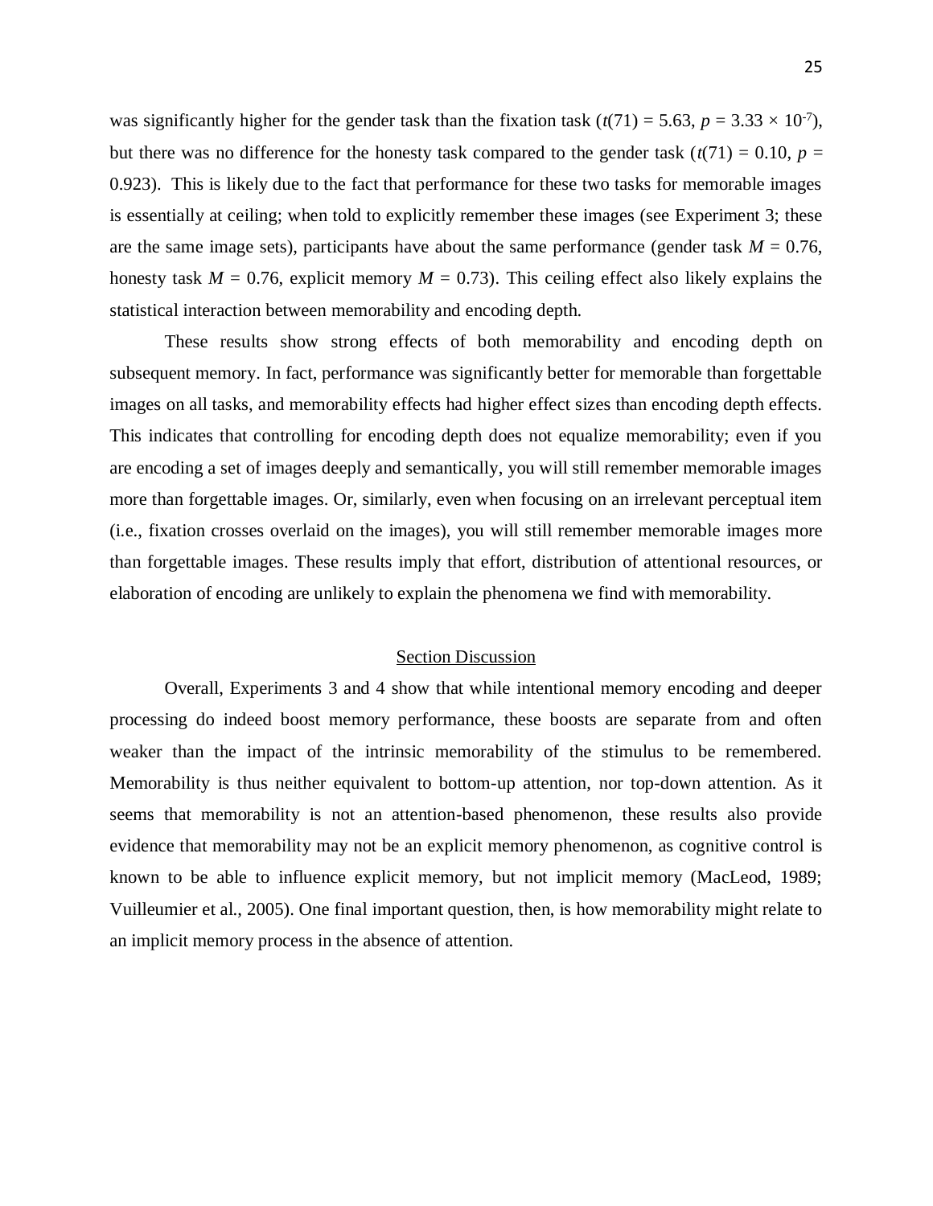was significantly higher for the gender task than the fixation task ($t(71) = 5.63$, $p = 3.33 \times 10^{-7}$), but there was no difference for the honesty task compared to the gender task ($t(71) = 0.10$, $p = 0.923$). This is likely due to the fact that performance for these two tasks for memorable images is essentially at ceiling; when told to explicitly remember these images (see Experiment 3; these are the same image sets), participants have about the same performance (gender task $M = 0.76$, honesty task $M = 0.76$, explicit memory $M = 0.73$). This ceiling effect also likely explains the statistical interaction between memorability and encoding depth.

These results show strong effects of both memorability and encoding depth on subsequent memory. In fact, performance was significantly better for memorable than forgettable images on all tasks, and memorability effects had higher effect sizes than encoding depth effects. This indicates that controlling for encoding depth does not equalize memorability; even if you are encoding a set of images deeply and semantically, you will still remember memorable images more than forgettable images. Or, similarly, even when focusing on an irrelevant perceptual item (i.e., fixation crosses overlaid on the images), you will still remember memorable images more than forgettable images. These results imply that effort, distribution of attentional resources, or elaboration of encoding are unlikely to explain the phenomena we find with memorability.

## Section Discussion

Overall, Experiments 3 and 4 show that while intentional memory encoding and deeper processing do indeed boost memory performance, these boosts are separate from and often weaker than the impact of the intrinsic memorability of the stimulus to be remembered. Memorability is thus neither equivalent to bottom-up attention, nor top-down attention. As it seems that memorability is not an attention-based phenomenon, these results also provide evidence that memorability may not be an explicit memory phenomenon, as cognitive control is known to be able to influence explicit memory, but not implicit memory (MacLeod, 1989; Vuilleumier et al., 2005). One final important question, then, is how memorability might relate to an implicit memory process in the absence of attention.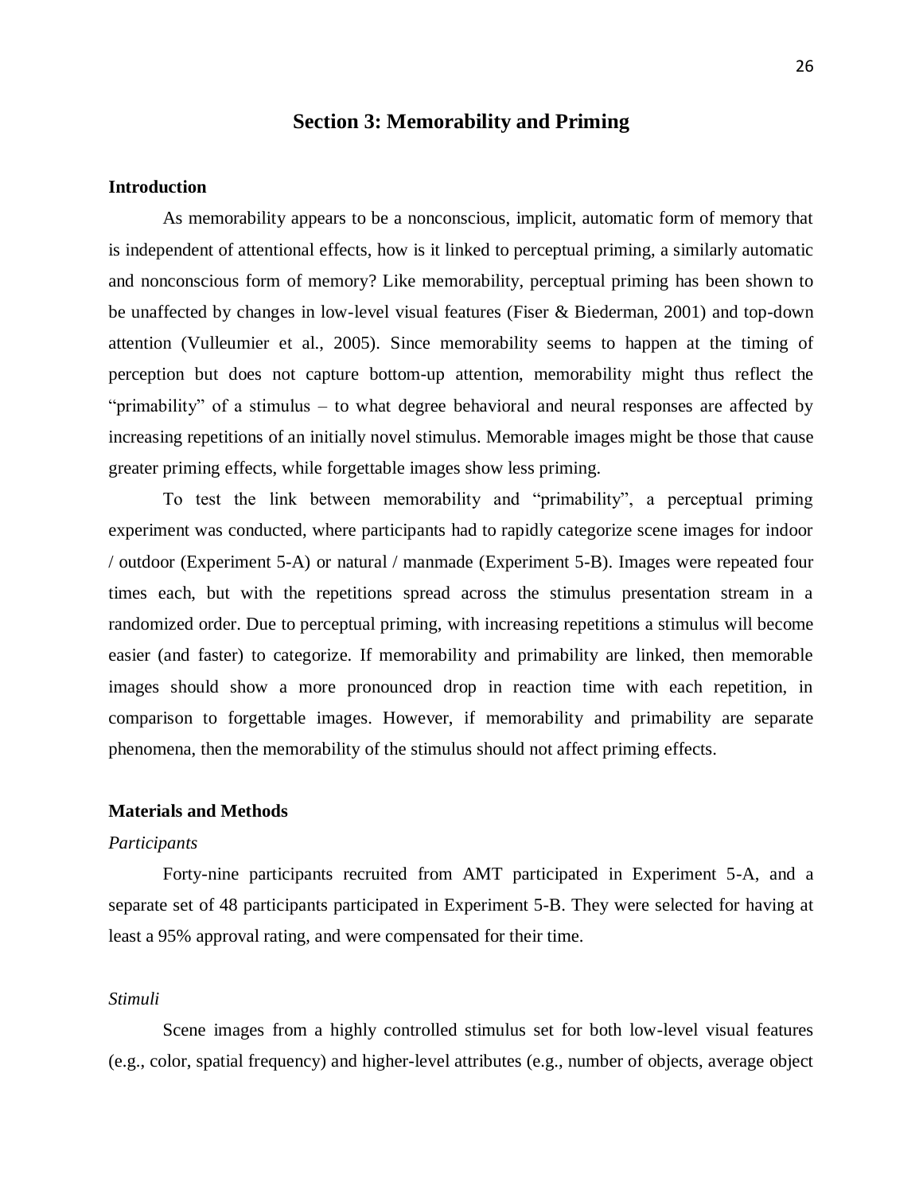## Section 3: Memorability and Priming

### Introduction

As memorability appears to be a nonconscious, implicit, automatic form of memory that is independent of attentional effects, how is it linked to perceptual priming, a similarly automatic and nonconscious form of memory? Like memorability, perceptual priming has been shown to be unaffected by changes in low-level visual features (Fiser & Biederman, 2001) and top-down attention (Vulleumier et al., 2005). Since memorability seems to happen at the timing of perception but does not capture bottom-up attention, memorability might thus reflect the "primability" of a stimulus – to what degree behavioral and neural responses are affected by increasing repetitions of an initially novel stimulus. Memorable images might be those that cause greater priming effects, while forgettable images show less priming.

To test the link between memorability and "primability", a perceptual priming experiment was conducted, where participants had to rapidly categorize scene images for indoor / outdoor (Experiment 5-A) or natural / manmade (Experiment 5-B). Images were repeated four times each, but with the repetitions spread across the stimulus presentation stream in a randomized order. Due to perceptual priming, with increasing repetitions a stimulus will become easier (and faster) to categorize. If memorability and primability are linked, then memorable images should show a more pronounced drop in reaction time with each repetition, in comparison to forgettable images. However, if memorability and primability are separate phenomena, then the memorability of the stimulus should not affect priming effects.

### Materials and Methods

*Participants*

Forty-nine participants recruited from AMT participated in Experiment 5-A, and a separate set of 48 participants participated in Experiment 5-B. They were selected for having at least a 95% approval rating, and were compensated for their time.

*Stimuli*

Scene images from a highly controlled stimulus set for both low-level visual features (e.g., color, spatial frequency) and higher-level attributes (e.g., number of objects, average object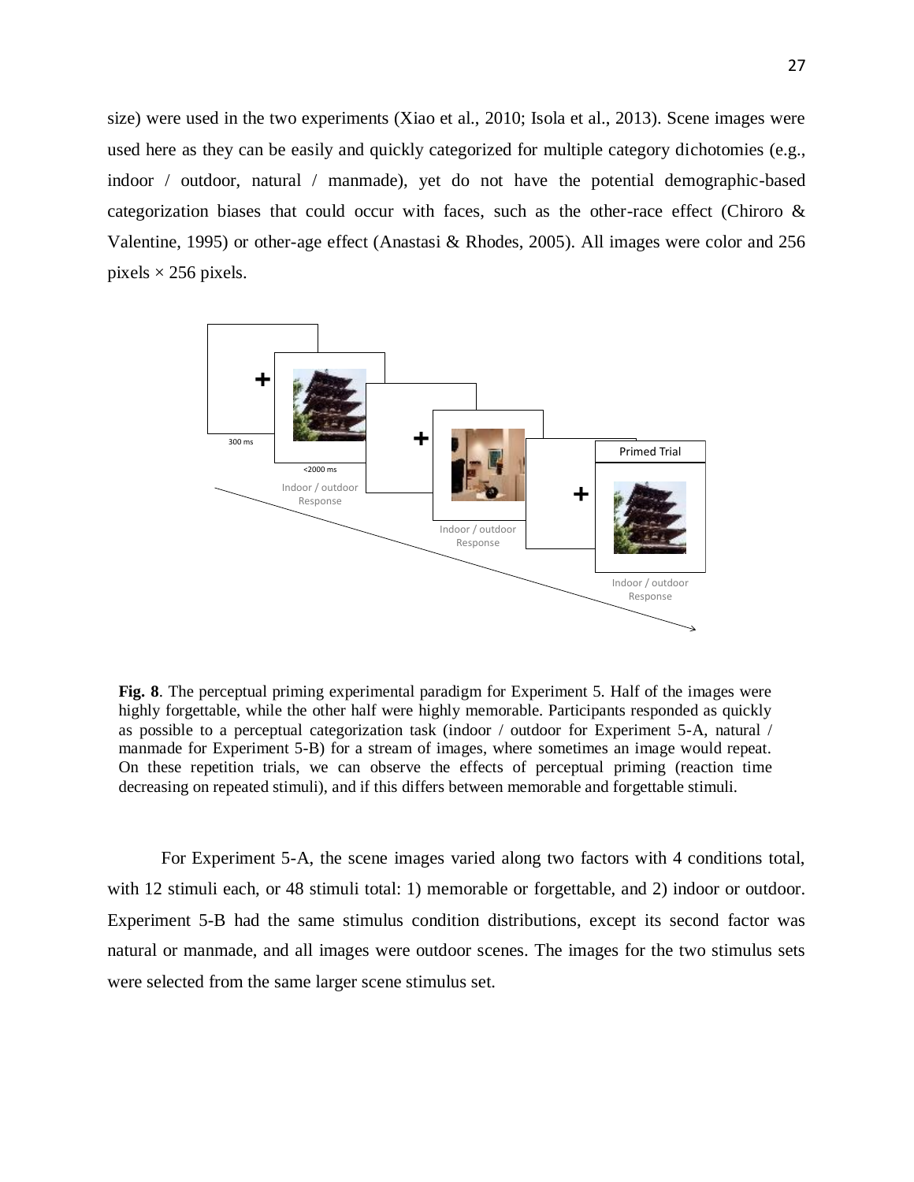size) were used in the two experiments (Xiao et al., 2010; Isola et al., 2013). Scene images were used here as they can be easily and quickly categorized for multiple category dichotomies (e.g., indoor / outdoor, natural / manmade), yet do not have the potential demographic-based categorization biases that could occur with faces, such as the other-race effect (Chiroro & Valentine, 1995) or other-age effect (Anastasi & Rhodes, 2005). All images were color and 256 pixels × 256 pixels.

**Fig. 8**. The perceptual priming experimental paradigm for Experiment 5. Half of the images were highly forgettable, while the other half were highly memorable. Participants responded as quickly as possible to a perceptual categorization task (indoor / outdoor for Experiment 5-A, natural / manmade for Experiment 5-B) for a stream of images, where sometimes an image would repeat. On these repetition trials, we can observe the effects of perceptual priming (reaction time decreasing on repeated stimuli), and if this differs between memorable and forgettable stimuli.

For Experiment 5-A, the scene images varied along two factors with 4 conditions total, with 12 stimuli each, or 48 stimuli total: 1) memorable or forgettable, and 2) indoor or outdoor. Experiment 5-B had the same stimulus condition distributions, except its second factor was natural or manmade, and all images were outdoor scenes. The images for the two stimulus sets were selected from the same larger scene stimulus set.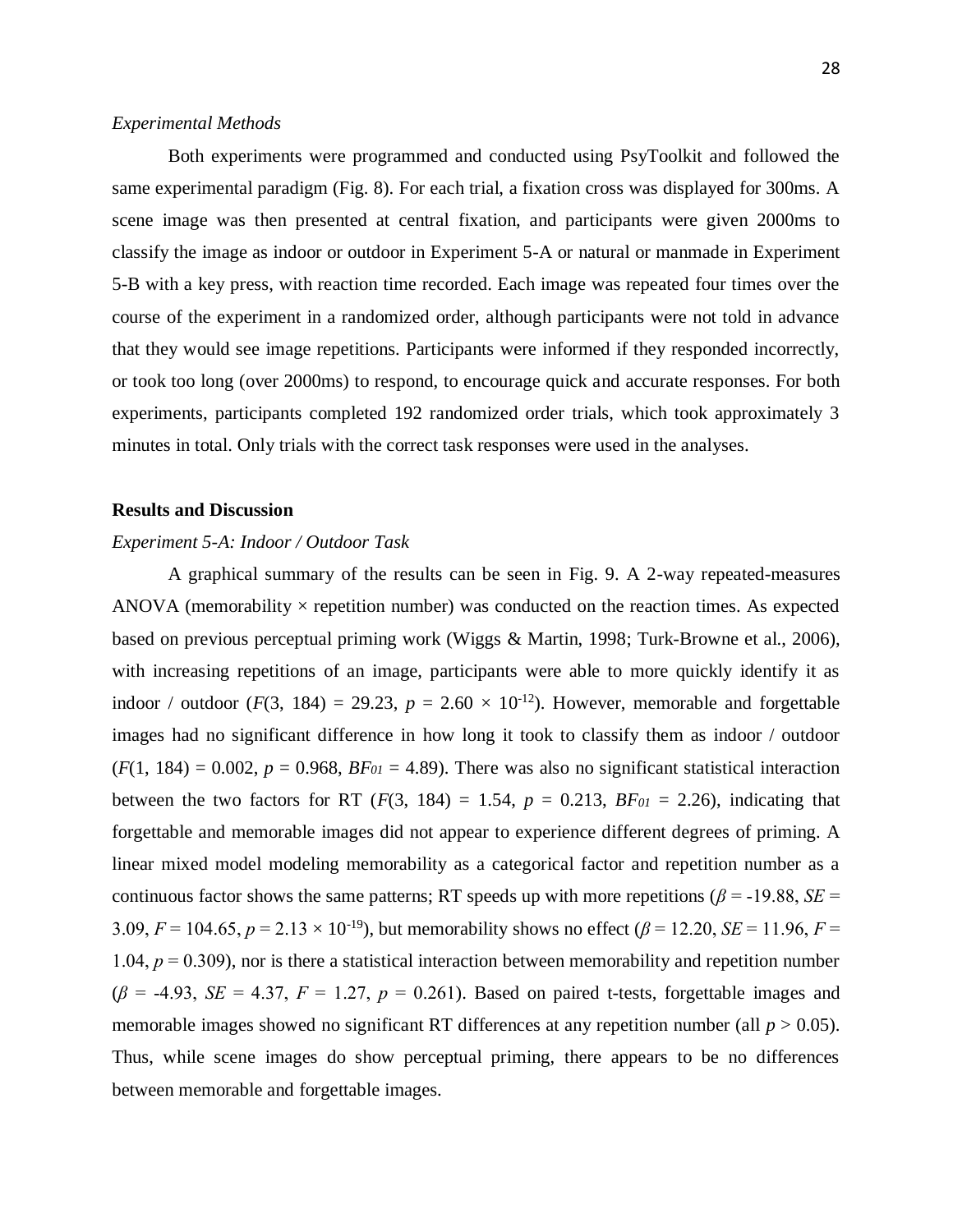*Experimental Methods*

Both experiments were programmed and conducted using PsyToolkit and followed the same experimental paradigm (Fig. 8). For each trial, a fixation cross was displayed for 300ms. A scene image was then presented at central fixation, and participants were given 2000ms to classify the image as indoor or outdoor in Experiment 5-A or natural or manmade in Experiment 5-B with a key press, with reaction time recorded. Each image was repeated four times over the course of the experiment in a randomized order, although participants were not told in advance that they would see image repetitions. Participants were informed if they responded incorrectly, or took too long (over 2000ms) to respond, to encourage quick and accurate responses. For both experiments, participants completed 192 randomized order trials, which took approximately 3 minutes in total. Only trials with the correct task responses were used in the analyses.

## Results and Discussion

*Experiment 5-A: Indoor / Outdoor Task*

A graphical summary of the results can be seen in Fig. 9. A 2-way repeated-measures ANOVA (memorability × repetition number) was conducted on the reaction times. As expected based on previous perceptual priming work (Wiggs & Martin, 1998; Turk-Browne et al., 2006), with increasing repetitions of an image, participants were able to more quickly identify it as indoor / outdoor ($F(3, 184) = 29.23$, $p = 2.60 \times 10^{-12}$). However, memorable and forgettable images had no significant difference in how long it took to classify them as indoor / outdoor ($F(1, 184) = 0.002$, $p = 0.968$, $BF_{01} = 4.89$). There was also no significant statistical interaction between the two factors for RT ($F(3, 184) = 1.54$, $p = 0.213$, $BF_{01} = 2.26$), indicating that forgettable and memorable images did not appear to experience different degrees of priming. A linear mixed model modeling memorability as a categorical factor and repetition number as a continuous factor shows the same patterns; RT speeds up with more repetitions ($\beta = -19.88$, $SE = 3.09$, $F = 104.65$, $p = 2.13 \times 10^{-19}$), but memorability shows no effect ($\beta = 12.20$, $SE = 11.96$, $F = 1.04$, $p = 0.309$), nor is there a statistical interaction between memorability and repetition number ($\beta = -4.93$, $SE = 4.37$, $F = 1.27$, $p = 0.261$). Based on paired t-tests, forgettable images and memorable images showed no significant RT differences at any repetition number (all $p > 0.05$). Thus, while scene images do show perceptual priming, there appears to be no differences between memorable and forgettable images.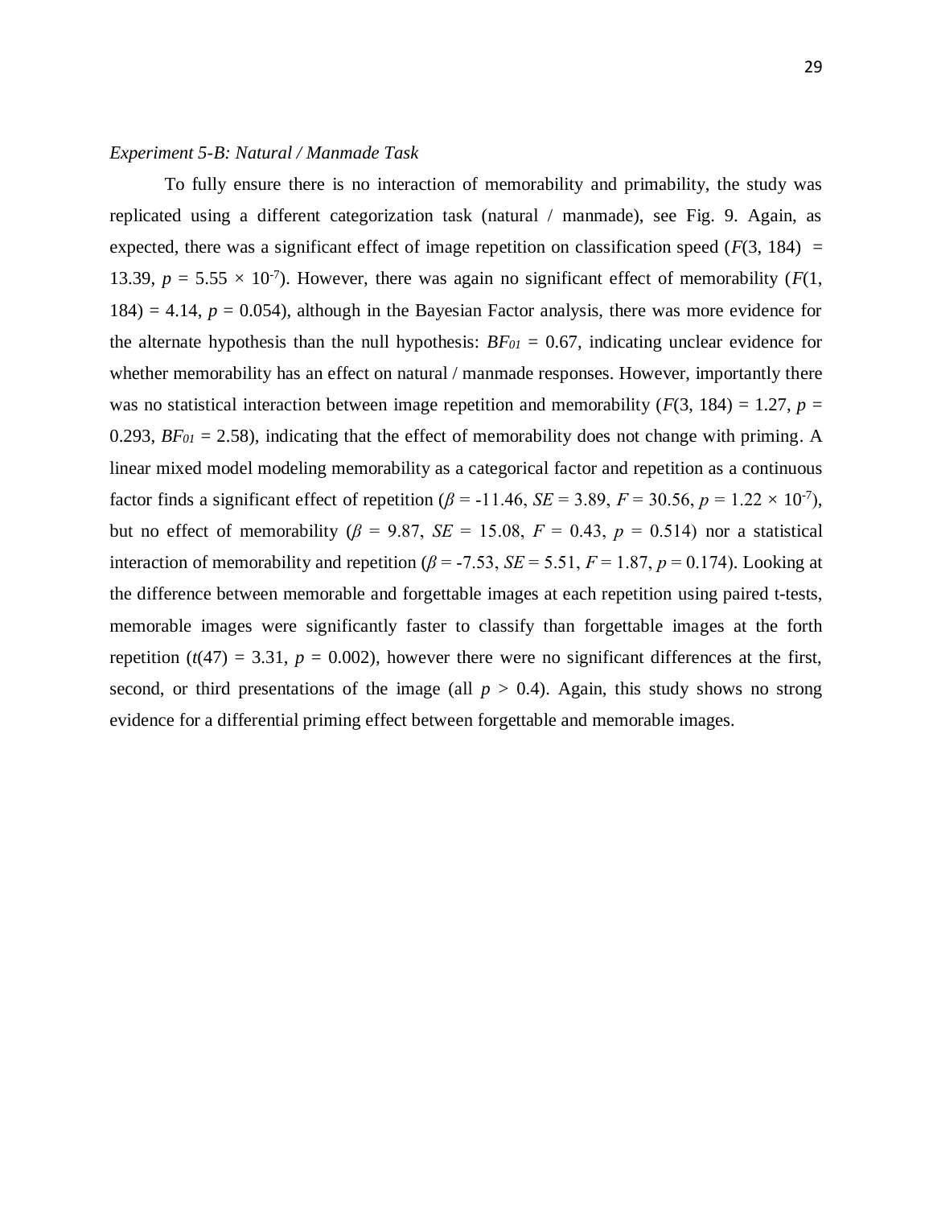*Experiment 5-B: Natural / Manmade Task*

To fully ensure there is no interaction of memorability and primability, the study was replicated using a different categorization task (natural / manmade), see Fig. 9. Again, as expected, there was a significant effect of image repetition on classification speed ($F(3, 184) = 13.39$, $p = 5.55 \times 10^{-7}$). However, there was again no significant effect of memorability ($F(1, 184) = 4.14$, $p = 0.054$), although in the Bayesian Factor analysis, there was more evidence for the alternate hypothesis than the null hypothesis: $BF_{01} = 0.67$, indicating unclear evidence for whether memorability has an effect on natural / manmade responses. However, importantly there was no statistical interaction between image repetition and memorability ($F(3, 184) = 1.27$, $p = 0.293$, $BF_{01} = 2.58$), indicating that the effect of memorability does not change with priming. A linear mixed model modeling memorability as a categorical factor and repetition as a continuous factor finds a significant effect of repetition ($\beta = -11.46$, $SE = 3.89$, $F = 30.56$, $p = 1.22 \times 10^{-7}$), but no effect of memorability ($\beta = 9.87$, $SE = 15.08$, $F = 0.43$, $p = 0.514$) nor a statistical interaction of memorability and repetition ($\beta = -7.53$, $SE = 5.51$, $F = 1.87$, $p = 0.174$). Looking at the difference between memorable and forgettable images at each repetition using paired t-tests, memorable images were significantly faster to classify than forgettable images at the forth repetition ($t(47) = 3.31$, $p = 0.002$), however there were no significant differences at the first, second, or third presentations of the image (all $p > 0.4$). Again, this study shows no strong evidence for a differential priming effect between forgettable and memorable images.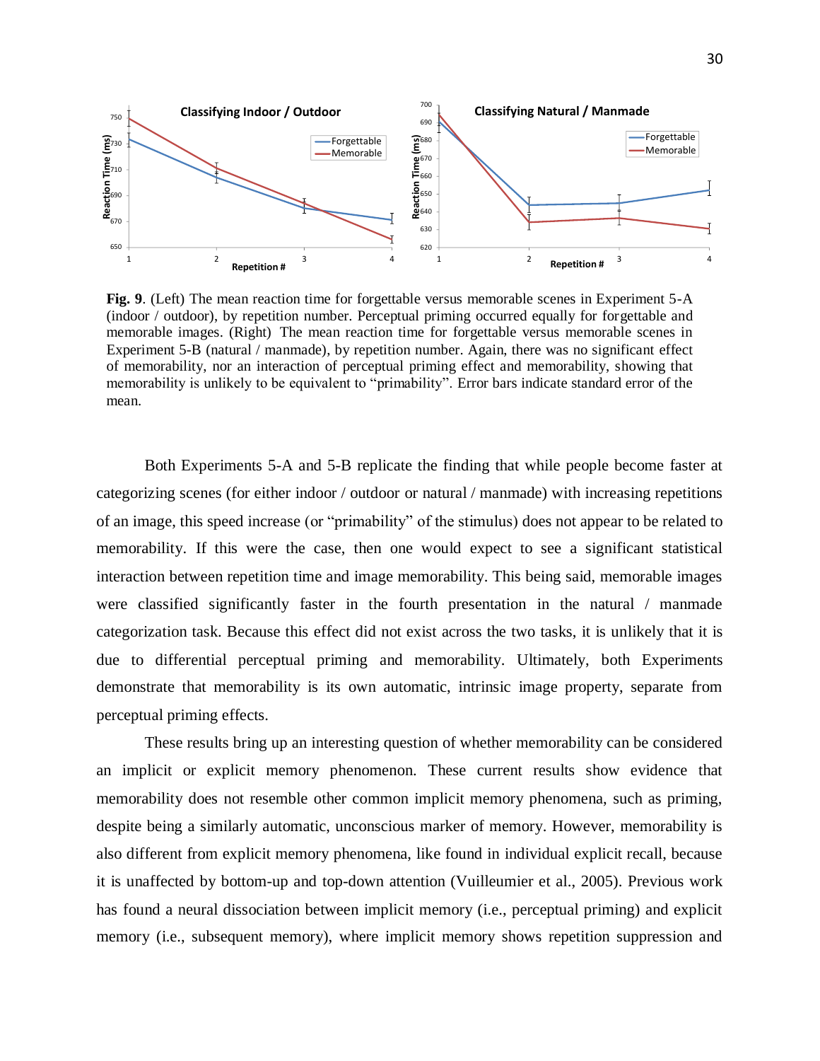**Fig. 9**. (Left) The mean reaction time for forgettable versus memorable scenes in Experiment 5-A (indoor / outdoor), by repetition number. Perceptual priming occurred equally for forgettable and memorable images. (Right) The mean reaction time for forgettable versus memorable scenes in Experiment 5-B (natural / manmade), by repetition number. Again, there was no significant effect of memorability, nor an interaction of perceptual priming effect and memorability, showing that memorability is unlikely to be equivalent to "primability". Error bars indicate standard error of the mean.

Both Experiments 5-A and 5-B replicate the finding that while people become faster at categorizing scenes (for either indoor / outdoor or natural / manmade) with increasing repetitions of an image, this speed increase (or "primability" of the stimulus) does not appear to be related to memorability. If this were the case, then one would expect to see a significant statistical interaction between repetition time and image memorability. This being said, memorable images were classified significantly faster in the fourth presentation in the natural / manmade categorization task. Because this effect did not exist across the two tasks, it is unlikely that it is due to differential perceptual priming and memorability. Ultimately, both Experiments demonstrate that memorability is its own automatic, intrinsic image property, separate from perceptual priming effects.

These results bring up an interesting question of whether memorability can be considered an implicit or explicit memory phenomenon. These current results show evidence that memorability does not resemble other common implicit memory phenomena, such as priming, despite being a similarly automatic, unconscious marker of memory. However, memorability is also different from explicit memory phenomena, like found in individual explicit recall, because it is unaffected by bottom-up and top-down attention (Vuilleumier et al., 2005). Previous work has found a neural dissociation between implicit memory (i.e., perceptual priming) and explicit memory (i.e., subsequent memory), where implicit memory shows repetition suppression and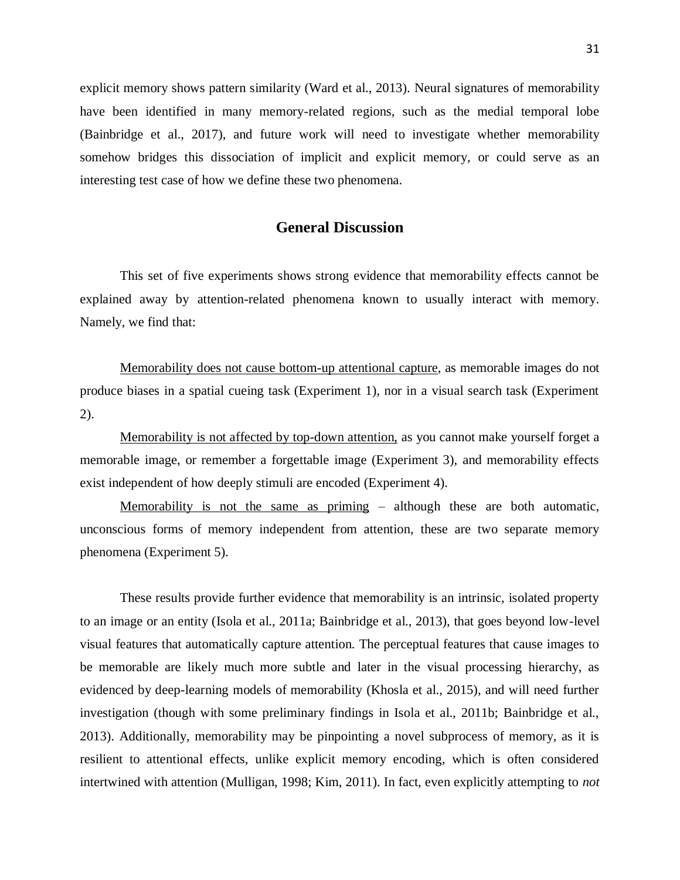explicit memory shows pattern similarity (Ward et al., 2013). Neural signatures of memorability have been identified in many memory-related regions, such as the medial temporal lobe (Bainbridge et al., 2017), and future work will need to investigate whether memorability somehow bridges this dissociation of implicit and explicit memory, or could serve as an interesting test case of how we define these two phenomena.

## General Discussion

This set of five experiments shows strong evidence that memorability effects cannot be explained away by attention-related phenomena known to usually interact with memory. Namely, we find that:

<u>Memorability does not cause bottom-up attentional capture</u>, as memorable images do not produce biases in a spatial cueing task (Experiment 1), nor in a visual search task (Experiment 2).

<u>Memorability is not affected by top-down attention,</u> as you cannot make yourself forget a memorable image, or remember a forgettable image (Experiment 3), and memorability effects exist independent of how deeply stimuli are encoded (Experiment 4).

<u>Memorability is not the same as priming</u> – although these are both automatic, unconscious forms of memory independent from attention, these are two separate memory phenomena (Experiment 5).

These results provide further evidence that memorability is an intrinsic, isolated property to an image or an entity (Isola et al., 2011a; Bainbridge et al., 2013), that goes beyond low-level visual features that automatically capture attention. The perceptual features that cause images to be memorable are likely much more subtle and later in the visual processing hierarchy, as evidenced by deep-learning models of memorability (Khosla et al., 2015), and will need further investigation (though with some preliminary findings in Isola et al., 2011b; Bainbridge et al., 2013). Additionally, memorability may be pinpointing a novel subprocess of memory, as it is resilient to attentional effects, unlike explicit memory encoding, which is often considered intertwined with attention (Mulligan, 1998; Kim, 2011). In fact, even explicitly attempting to *not*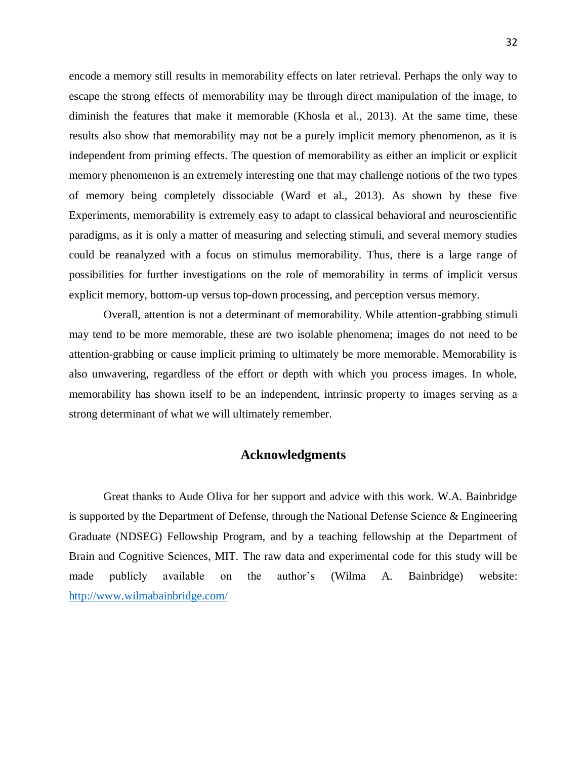encode a memory still results in memorability effects on later retrieval. Perhaps the only way to escape the strong effects of memorability may be through direct manipulation of the image, to diminish the features that make it memorable (Khosla et al., 2013). At the same time, these results also show that memorability may not be a purely implicit memory phenomenon, as it is independent from priming effects. The question of memorability as either an implicit or explicit memory phenomenon is an extremely interesting one that may challenge notions of the two types of memory being completely dissociable (Ward et al., 2013). As shown by these five Experiments, memorability is extremely easy to adapt to classical behavioral and neuroscientific paradigms, as it is only a matter of measuring and selecting stimuli, and several memory studies could be reanalyzed with a focus on stimulus memorability. Thus, there is a large range of possibilities for further investigations on the role of memorability in terms of implicit versus explicit memory, bottom-up versus top-down processing, and perception versus memory.

Overall, attention is not a determinant of memorability. While attention-grabbing stimuli may tend to be more memorable, these are two isolable phenomena; images do not need to be attention-grabbing or cause implicit priming to ultimately be more memorable. Memorability is also unwavering, regardless of the effort or depth with which you process images. In whole, memorability has shown itself to be an independent, intrinsic property to images serving as a strong determinant of what we will ultimately remember.

## Acknowledgments

Great thanks to Aude Oliva for her support and advice with this work. W.A. Bainbridge is supported by the Department of Defense, through the National Defense Science & Engineering Graduate (NDSEG) Fellowship Program, and by a teaching fellowship at the Department of Brain and Cognitive Sciences, MIT. The raw data and experimental code for this study will be made publicly available on the author's (Wilma A. Bainbridge) website: http://www.wilmabainbridge.com/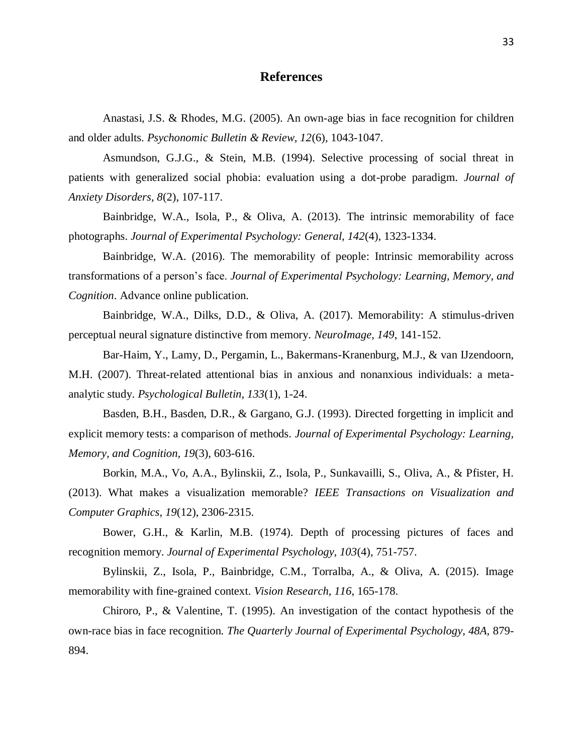# References

Anastasi, J.S. & Rhodes, M.G. (2005). An own-age bias in face recognition for children and older adults. *Psychonomic Bulletin & Review, 12*(6), 1043-1047.

Asmundson, G.J.G., & Stein, M.B. (1994). Selective processing of social threat in patients with generalized social phobia: evaluation using a dot-probe paradigm. *Journal of Anxiety Disorders, 8*(2), 107-117.

Bainbridge, W.A., Isola, P., & Oliva, A. (2013). The intrinsic memorability of face photographs. *Journal of Experimental Psychology: General, 142*(4), 1323-1334.

Bainbridge, W.A. (2016). The memorability of people: Intrinsic memorability across transformations of a person's face. *Journal of Experimental Psychology: Learning, Memory, and Cognition*. Advance online publication.

Bainbridge, W.A., Dilks, D.D., & Oliva, A. (2017). Memorability: A stimulus-driven perceptual neural signature distinctive from memory. *NeuroImage, 149*, 141-152.

Bar-Haim, Y., Lamy, D., Pergamin, L., Bakermans-Kranenburg, M.J., & van IJzendoorn, M.H. (2007). Threat-related attentional bias in anxious and nonanxious individuals: a meta-analytic study. *Psychological Bulletin, 133*(1), 1-24.

Basden, B.H., Basden, D.R., & Gargano, G.J. (1993). Directed forgetting in implicit and explicit memory tests: a comparison of methods. *Journal of Experimental Psychology: Learning, Memory, and Cognition, 19*(3), 603-616.

Borkin, M.A., Vo, A.A., Bylinskii, Z., Isola, P., Sunkavailli, S., Oliva, A., & Pfister, H. (2013). What makes a visualization memorable? *IEEE Transactions on Visualization and Computer Graphics, 19*(12), 2306-2315.

Bower, G.H., & Karlin, M.B. (1974). Depth of processing pictures of faces and recognition memory. *Journal of Experimental Psychology, 103*(4), 751-757.

Bylinskii, Z., Isola, P., Bainbridge, C.M., Torralba, A., & Oliva, A. (2015). Image memorability with fine-grained context. *Vision Research, 116*, 165-178.

Chiroro, P., & Valentine, T. (1995). An investigation of the contact hypothesis of the own-race bias in face recognition. *The Quarterly Journal of Experimental Psychology, 48A*, 879-894.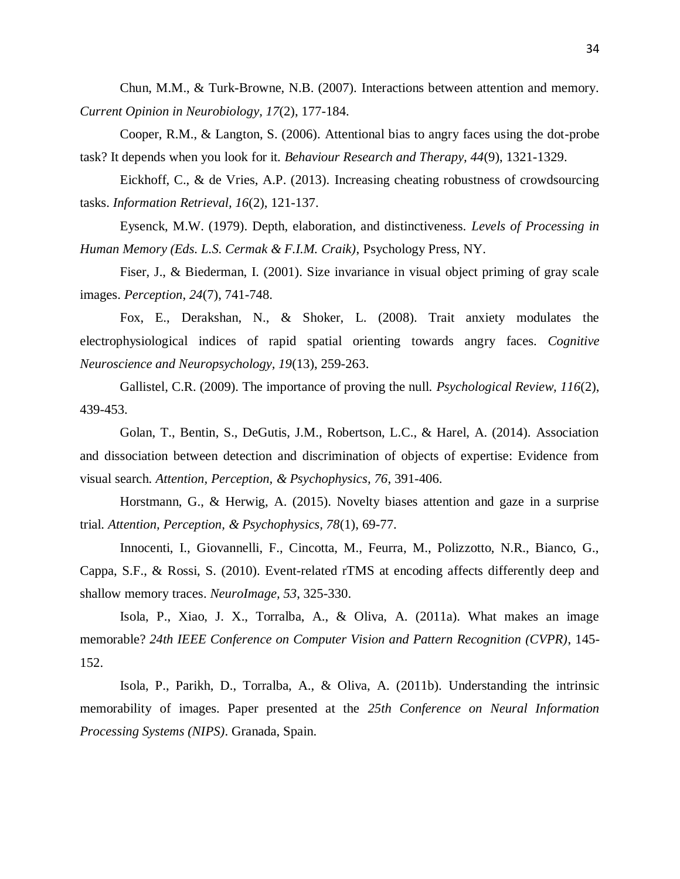Chun, M.M., & Turk-Browne, N.B. (2007). Interactions between attention and memory. *Current Opinion in Neurobiology, 17*(2), 177-184.

Cooper, R.M., & Langton, S. (2006). Attentional bias to angry faces using the dot-probe task? It depends when you look for it. *Behaviour Research and Therapy, 44*(9), 1321-1329.

Eickhoff, C., & de Vries, A.P. (2013). Increasing cheating robustness of crowdsourcing tasks. *Information Retrieval, 16*(2), 121-137.

Eysenck, M.W. (1979). Depth, elaboration, and distinctiveness. *Levels of Processing in Human Memory (Eds. L.S. Cermak & F.I.M. Craik)*, Psychology Press, NY.

Fiser, J., & Biederman, I. (2001). Size invariance in visual object priming of gray scale images. *Perception*, *24*(7), 741-748.

Fox, E., Derakshan, N., & Shoker, L. (2008). Trait anxiety modulates the electrophysiological indices of rapid spatial orienting towards angry faces. *Cognitive Neuroscience and Neuropsychology, 19*(13), 259-263.

Gallistel, C.R. (2009). The importance of proving the null. *Psychological Review, 116*(2), 439-453.

Golan, T., Bentin, S., DeGutis, J.M., Robertson, L.C., & Harel, A. (2014). Association and dissociation between detection and discrimination of objects of expertise: Evidence from visual search. *Attention, Perception, & Psychophysics, 76*, 391-406.

Horstmann, G., & Herwig, A. (2015). Novelty biases attention and gaze in a surprise trial. *Attention, Perception, & Psychophysics, 78*(1), 69-77.

Innocenti, I., Giovannelli, F., Cincotta, M., Feurra, M., Polizzotto, N.R., Bianco, G., Cappa, S.F., & Rossi, S. (2010). Event-related rTMS at encoding affects differently deep and shallow memory traces. *NeuroImage, 53*, 325-330.

Isola, P., Xiao, J. X., Torralba, A., & Oliva, A. (2011a). What makes an image memorable? *24th IEEE Conference on Computer Vision and Pattern Recognition (CVPR)*, 145-152.

Isola, P., Parikh, D., Torralba, A., & Oliva, A. (2011b). Understanding the intrinsic memorability of images. Paper presented at the *25th Conference on Neural Information Processing Systems (NIPS)*. Granada, Spain.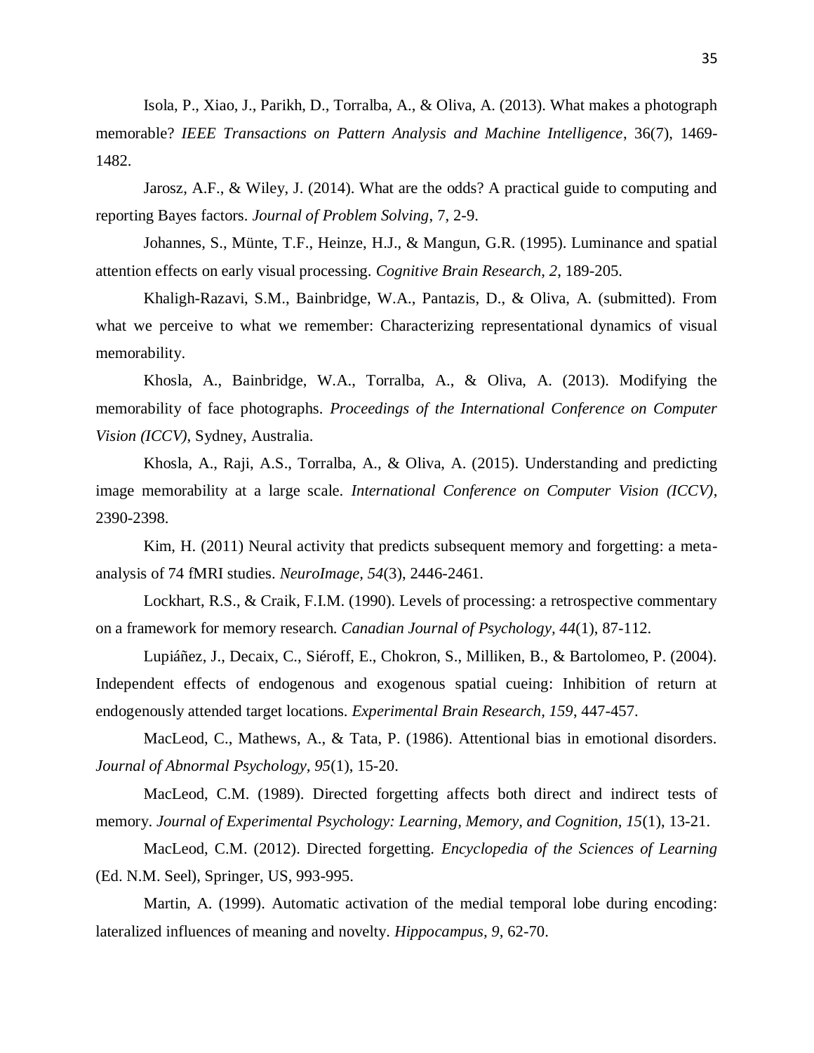Isola, P., Xiao, J., Parikh, D., Torralba, A., & Oliva, A. (2013). What makes a photograph memorable? *IEEE Transactions on Pattern Analysis and Machine Intelligence*, 36(7), 1469-1482.

Jarosz, A.F., & Wiley, J. (2014). What are the odds? A practical guide to computing and reporting Bayes factors. *Journal of Problem Solving*, 7, 2-9.

Johannes, S., Münte, T.F., Heinze, H.J., & Mangun, G.R. (1995). Luminance and spatial attention effects on early visual processing. *Cognitive Brain Research, 2,* 189-205.

Khaligh-Razavi, S.M., Bainbridge, W.A., Pantazis, D., & Oliva, A. (submitted). From what we perceive to what we remember: Characterizing representational dynamics of visual memorability.

Khosla, A., Bainbridge, W.A., Torralba, A., & Oliva, A. (2013). Modifying the memorability of face photographs. *Proceedings of the International Conference on Computer Vision (ICCV)*, Sydney, Australia.

Khosla, A., Raji, A.S., Torralba, A., & Oliva, A. (2015). Understanding and predicting image memorability at a large scale. *International Conference on Computer Vision (ICCV)*, 2390-2398.

Kim, H. (2011) Neural activity that predicts subsequent memory and forgetting: a meta-analysis of 74 fMRI studies. *NeuroImage, 54*(3), 2446-2461.

Lockhart, R.S., & Craik, F.I.M. (1990). Levels of processing: a retrospective commentary on a framework for memory research. *Canadian Journal of Psychology, 44*(1), 87-112.

Lupiáñez, J., Decaix, C., Siéroff, E., Chokron, S., Milliken, B., & Bartolomeo, P. (2004). Independent effects of endogenous and exogenous spatial cueing: Inhibition of return at endogenously attended target locations. *Experimental Brain Research, 159*, 447-457.

MacLeod, C., Mathews, A., & Tata, P. (1986). Attentional bias in emotional disorders. *Journal of Abnormal Psychology, 95*(1), 15-20.

MacLeod, C.M. (1989). Directed forgetting affects both direct and indirect tests of memory. *Journal of Experimental Psychology: Learning, Memory, and Cognition, 15*(1), 13-21.

MacLeod, C.M. (2012). Directed forgetting. *Encyclopedia of the Sciences of Learning* (Ed. N.M. Seel), Springer, US, 993-995.

Martin, A. (1999). Automatic activation of the medial temporal lobe during encoding: lateralized influences of meaning and novelty. *Hippocampus, 9,* 62-70.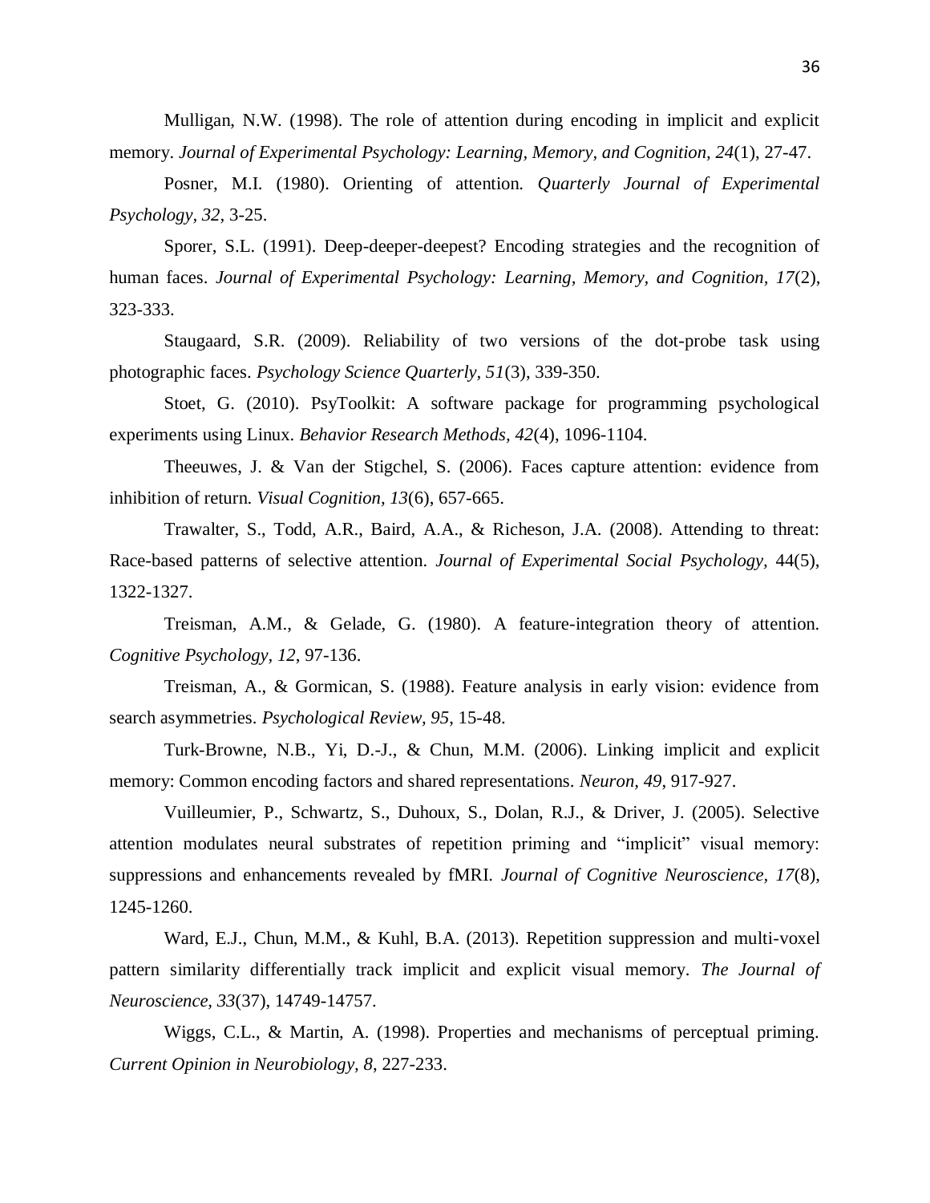Mulligan, N.W. (1998). The role of attention during encoding in implicit and explicit memory. *Journal of Experimental Psychology: Learning, Memory, and Cognition, 24*(1), 27-47.

Posner, M.I. (1980). Orienting of attention. *Quarterly Journal of Experimental Psychology, 32,* 3-25.

Sporer, S.L. (1991). Deep-deeper-deepest? Encoding strategies and the recognition of human faces. *Journal of Experimental Psychology: Learning, Memory, and Cognition, 17*(2), 323-333.

Staugaard, S.R. (2009). Reliability of two versions of the dot-probe task using photographic faces. *Psychology Science Quarterly, 51*(3), 339-350.

Stoet, G. (2010). PsyToolkit: A software package for programming psychological experiments using Linux. *Behavior Research Methods, 42*(4), 1096-1104.

Theeuwes, J. & Van der Stigchel, S. (2006). Faces capture attention: evidence from inhibition of return. *Visual Cognition, 13*(6), 657-665.

Trawalter, S., Todd, A.R., Baird, A.A., & Richeson, J.A. (2008). Attending to threat: Race-based patterns of selective attention. *Journal of Experimental Social Psychology,* 44(5), 1322-1327.

Treisman, A.M., & Gelade, G. (1980). A feature-integration theory of attention. *Cognitive Psychology, 12*, 97-136.

Treisman, A., & Gormican, S. (1988). Feature analysis in early vision: evidence from search asymmetries. *Psychological Review, 95*, 15-48.

Turk-Browne, N.B., Yi, D.-J., & Chun, M.M. (2006). Linking implicit and explicit memory: Common encoding factors and shared representations. *Neuron, 49*, 917-927.

Vuilleumier, P., Schwartz, S., Duhoux, S., Dolan, R.J., & Driver, J. (2005). Selective attention modulates neural substrates of repetition priming and "implicit" visual memory: suppressions and enhancements revealed by fMRI. *Journal of Cognitive Neuroscience, 17*(8), 1245-1260.

Ward, E.J., Chun, M.M., & Kuhl, B.A. (2013). Repetition suppression and multi-voxel pattern similarity differentially track implicit and explicit visual memory. *The Journal of Neuroscience, 33*(37), 14749-14757.

Wiggs, C.L., & Martin, A. (1998). Properties and mechanisms of perceptual priming. *Current Opinion in Neurobiology, 8*, 227-233.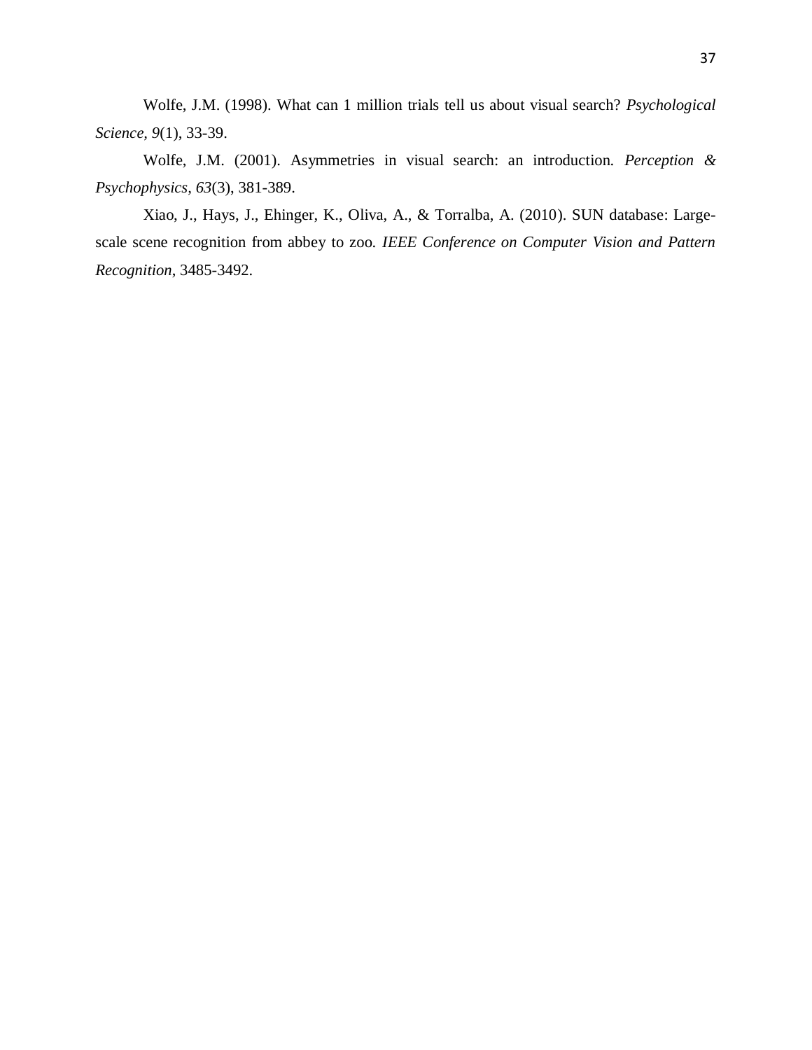Wolfe, J.M. (1998). What can 1 million trials tell us about visual search? *Psychological Science*, *9*(1), 33-39.

Wolfe, J.M. (2001). Asymmetries in visual search: an introduction. *Perception & Psychophysics*, *63*(3), 381-389.

Xiao, J., Hays, J., Ehinger, K., Oliva, A., & Torralba, A. (2010). SUN database: Large-scale scene recognition from abbey to zoo. *IEEE Conference on Computer Vision and Pattern Recognition*, 3485-3492.